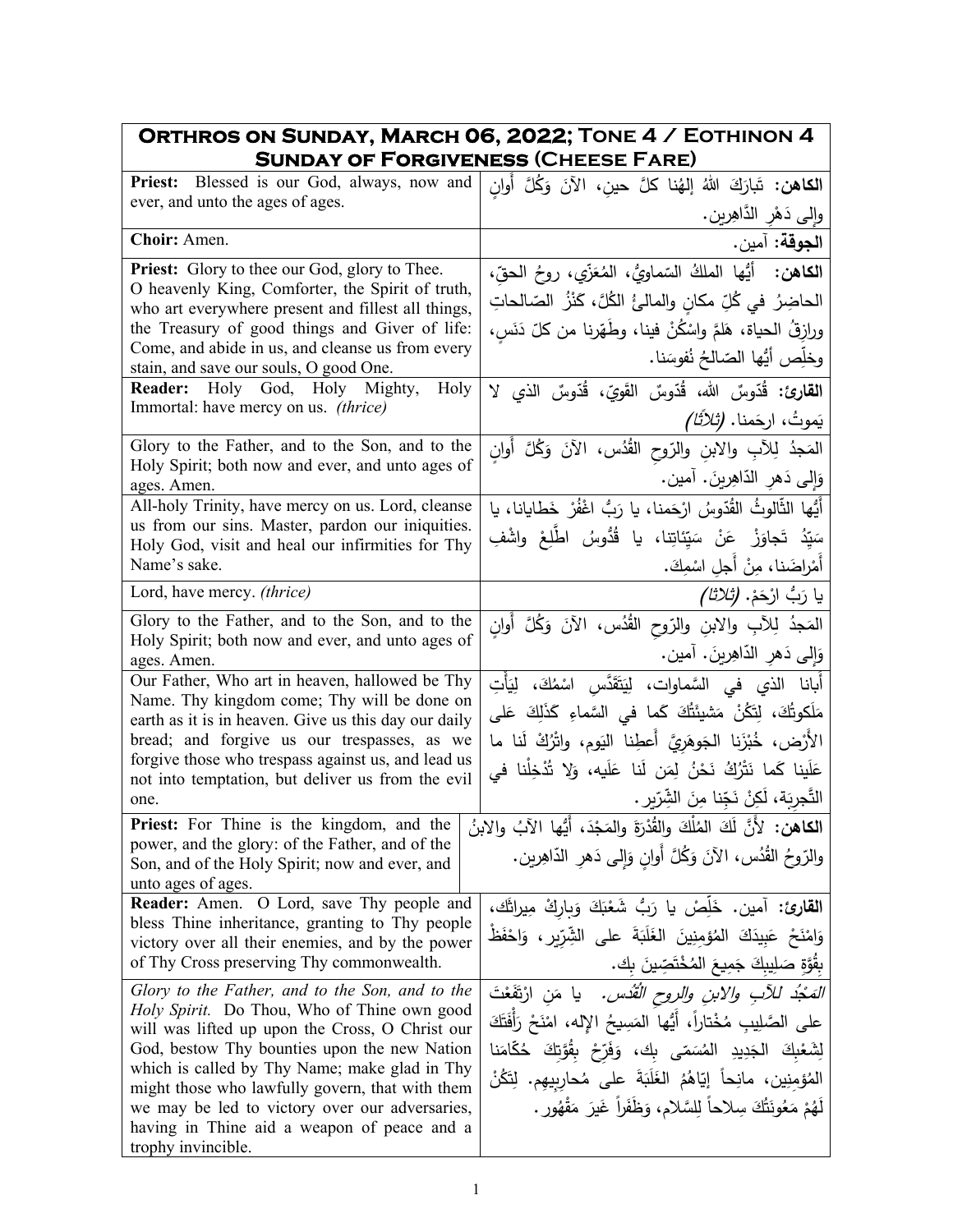| **Orthros on Sunday, March 06, 2022; Tone 4 / Eothinon 4 Sunday of Forgiveness (Cheese Fare)** | |
|---|---|
| **Priest:** Blessed is our God, always, now and ever, and unto the ages of ages. | **الكاهن:** تَبارَكَ اللهُ إلهُنا كلَّ حينِ، الآنَ وَكُلَّ أَوانٍ وإلى دَهْرِ الدَّاهِرين. |
| **Choir:** Amen. | **الجوقة:** آمين. |
| **Priest:** Glory to thee our God, glory to Thee. O heavenly King, Comforter, the Spirit of truth, who art everywhere present and fillest all things, the Treasury of good things and Giver of life: Come, and abide in us, and cleanse us from every stain, and save our souls, O good One. | **الكاهن:** أيُّها الملكُ السّماويُّ، المُعَزّي، روحُ الحقّ، الحاضِرُ في كُلِّ مكانٍ والمالئُ الكُلَّ، كَنْزُ الصّالحاتِ ورازِقُ الحياة، هَلُمَّ واسْكُنْ فينا، وطَهِّرنا من كلّ دَنَسٍ، وخلِّص أيُّها الصّالحُ نُفوسَنا. |
| **Reader:** Holy God, Holy Mighty, Holy Immortal: have mercy on us. *(thrice)* | **القارئ:** قُدّوسٌ الله، قُدّوسٌ القَوِيّ، قُدّوسٌ الذي لا يَموتُ، ارحَمنا. *(ثلاثاً)* |
| Glory to the Father, and to the Son, and to the Holy Spirit; both now and ever, and unto ages of ages. Amen. | المَجدُ لِلآبِ والابنِ والرّوحِ القُدُس، الآنَ وَكُلَّ أَوانٍ وَإِلى دَهرِ الدّاهِرينَ. آمين. |
| All-holy Trinity, have mercy on us. Lord, cleanse us from our sins. Master, pardon our iniquities. Holy God, visit and heal our infirmities for Thy Name's sake. | أَيُّها الثَّالوثُ القُدّوسُ ارْحَمنا، يا رَبُّ اغْفُرْ خَطايانا، يا سَيِّدُ تَجاوَزْ عَنْ سَيِّئاتِنا، يا قُدّوسُ اطَّلِعْ واشْفِ أَمْراضَنا، مِنْ أَجلِ اسْمِكَ. |
| Lord, have mercy. *(thrice)* | يا رَبُّ ارْحَمْ. *(ثلاثاً)* |
| Glory to the Father, and to the Son, and to the Holy Spirit; both now and ever, and unto ages of ages. Amen. | المَجدُ لِلآبِ والابنِ والرّوحِ القُدُس، الآنَ وَكُلَّ أَوانٍ وَإِلى دَهرِ الدّاهِرينَ. آمين. |
| Our Father, Who art in heaven, hallowed be Thy Name. Thy kingdom come; Thy will be done on earth as it is in heaven. Give us this day our daily bread; and forgive us our trespasses, as we forgive those who trespass against us, and lead us not into temptation, but deliver us from the evil one. | أَبانا الذي في السَّماوات، لِيَتَقَدَّسِ اسْمُكَ، لِيَأْتِ مَلَكوتُكَ، لِتَكُنْ مَشيئَتُكَ كَما في السَّماءِ كَذَلِكَ عَلى الأَرْض، خُبْزَنا الجَوهَرِيَّ أَعطِنا اليَوم، واتْرُكْ لَنا ما عَلَينا كَما نَتْرُكُ نَحْنُ لِمَن لَنا عَلَيه، وَلا تُدْخِلْنا في التَّجرِبَة، لَكِنْ نَجِّنا مِنَ الشِّرّير. |
| **Priest:** For Thine is the kingdom, and the power, and the glory: of the Father, and of the Son, and of the Holy Spirit; now and ever, and unto ages of ages. | **الكاهن:** لأَنَّ لَكَ المُلْكَ والقُدْرَةَ والمَجْدَ، أَيُّها الآبُ والابنُ والرّوحُ القُدُس، الآنَ وَكُلَّ أَوانٍ وَإِلى دَهرِ الدّاهِرين. |
| **Reader:** Amen. O Lord, save Thy people and bless Thine inheritance, granting to Thy people victory over all their enemies, and by the power of Thy Cross preserving Thy commonwealth. | **القارئ:** آمين. خَلِّصْ يا رَبُّ شَعْبَكَ وَبارِكْ مِيراثَك، وَامْنَحْ عَبِيدَكَ المُؤمِنينَ الغَلَبَةَ على الشِّرّير، وَاحْفَظْ بِقُوَّةِ صَليبِكَ جَمِيعَ المُخْتَصِّينَ بِك. |
| *Glory to the Father, and to the Son, and to the Holy Spirit.* Do Thou, Who of Thine own good will was lifted up upon the Cross, O Christ our God, bestow Thy bounties upon the new Nation which is called by Thy Name; make glad in Thy might those who lawfully govern, that with them we may be led to victory over our adversaries, having in Thine aid a weapon of peace and a trophy invincible. | *المَجْدُ للآبِ والابنِ والروحِ القُدُس.* يا مَنِ ارْتَفَعْتَ على الصَّليبِ مُخْتاراً، أَيُّها المَسِيحُ الإله، امْنَحْ رَأْفَتَكَ لِشَعْبِكَ الجَدِيدِ المُسَمّى بِكَ، وَفَرِّحْ بِقُوَّتِكَ حُكّامَنا المُؤمِنين، مانِحاً إيّاهُمُ الغَلَبَةَ على مُحارِبِيهِم. لِتَكُنْ لَهُمْ مَعُونَتُكَ سِلاحاً لِلسَّلام، وَظَفَراً غَيرَ مَقْهُور. |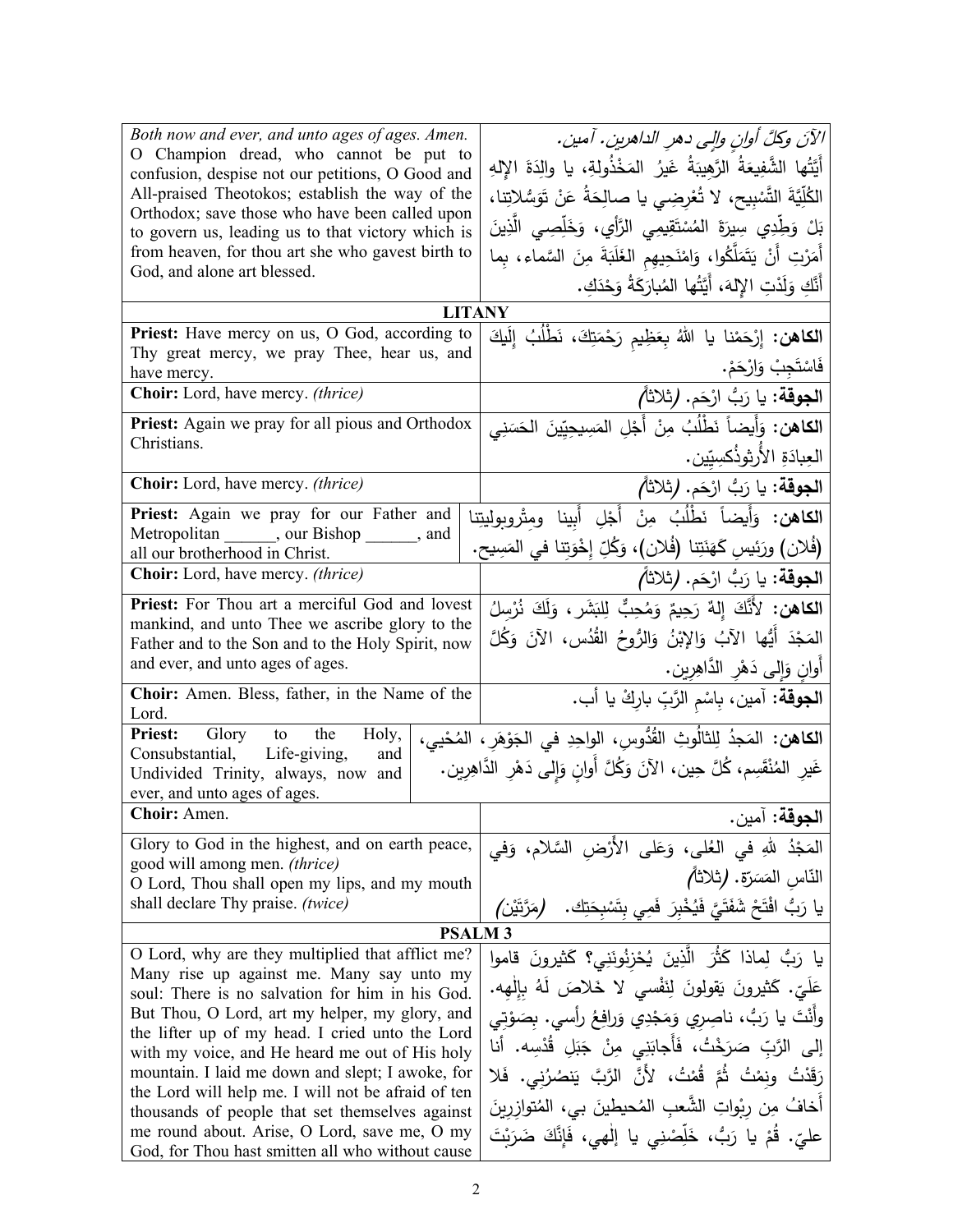| English | Arabic |
|---|---|
| *Both now and ever, and unto ages of ages. Amen.* O Champion dread, who cannot be put to confusion, despise not our petitions, O Good and All-praised Theotokos; establish the way of the Orthodox; save those who have been called upon to govern us, leading us to that victory which is from heaven, for thou art she who gavest birth to God, and alone art blessed. | *الآنَ وكلَّ أوانٍ وإلى دهر الداهرين. آمين.* أَيَّتُها الشَّفِيعَةُ الرَّهِيبَةُ غَيرُ المَخْذُولةِ، يا والِدَةَ الإِلهِ الكُلِّيَّةَ التَّسْبِيحِ، لا تُعْرِضِي يا صالِحَةُ عَنْ تَوَسُّلاتِنا، بَلْ وَطِّدِي سِيرَةَ المُسْتَقِيمِي الرَّأْيِ، وَخَلِّصِي الَّذِينَ أَمَرْتِ أَنْ يَتَمَلَّكُوا، وَامْنَحِيهِم الغَلَبَةَ مِنَ السَّماء، بِما أَنَّكِ وَلَدْتِ الإِلهَ، أَيَّتُها المُبارَكَةُ وَحْدَكِ. |
| **LITANY** | |
| **Priest:** Have mercy on us, O God, according to Thy great mercy, we pray Thee, hear us, and have mercy. | **الكاهن:** إِرْحَمْنا يا اللهُ بِعَظِيمِ رَحْمَتِكَ، نَطْلُبُ إِلَيكَ فَاسْتَجِبْ وَارْحَمْ. |
| **Choir:** Lord, have mercy. *(thrice)* | **الجوقة:** يا رَبُّ ارْحَم. *(ثلاثاً)* |
| **Priest:** Again we pray for all pious and Orthodox Christians. | **الكاهن:** وَأَيضاً نَطْلُبُ مِنْ أَجْلِ المَسِيحِيِّينَ الحَسَني العِبادَةِ الأُرثوذُكسِيِّين. |
| **Choir:** Lord, have mercy. *(thrice)* | **الجوقة:** يا رَبُّ ارْحَم. *(ثلاثاً)* |
| **Priest:** Again we pray for our Father and Metropolitan ______, our Bishop ______, and all our brotherhood in Christ. | **الكاهن:** وَأَيضاً نَطْلُبُ مِنْ أَجْلِ أَبِينا ومِتْروبوليتِنا (فُلان) ورَئِيسِ كَهَنَتِنا (فُلان)، وَكُلِّ إِخْوَتِنا في المَسِيح. |
| **Choir:** Lord, have mercy. *(thrice)* | **الجوقة:** يا رَبُّ ارْحَم. *(ثلاثاً)* |
| **Priest:** For Thou art a merciful God and lovest mankind, and unto Thee we ascribe glory to the Father and to the Son and to the Holy Spirit, now and ever, and unto ages of ages. | **الكاهن:** لأَنَّكَ إِلهٌ رَحِيمٌ وَمُحِبٌّ لِلبَشَر، وَلَكَ نُرسِلُ المَجْدَ أَيُّها الآبُ وَالإِبْنُ وَالرُّوحُ القُدُس، الآنَ وَكُلَّ أَوانٍ وَإِلى دَهْرِ الدَّاهِرِين. |
| **Choir:** Amen. Bless, father, in the Name of the Lord. | **الجوقة:** آمين، بِاسْمِ الرَّبِّ بارِكْ يا أب. |
| **Priest:** Glory to the Holy, Consubstantial, Life-giving, and Undivided Trinity, always, now and ever, and unto ages of ages. | **الكاهن:** المَجدُ لِلثالُوثِ القُدُّوسِ، الواحِدِ في الجَوْهَرِ، المُحْيِي، غَيرِ المُنْقَسِمِ، كُلَّ حِين، الآنَ وَكُلَّ أَوانٍ وَإِلى دَهْرِ الدَّاهِرِين. |
| **Choir:** Amen. | **الجوقة:** آمين. |
| Glory to God in the highest, and on earth peace, good will among men. *(thrice)* O Lord, Thou shall open my lips, and my mouth shall declare Thy praise. *(twice)* | المَجْدُ للهِ في العُلى، وَعَلى الأَرْضِ السَّلام، وَفي النّاسِ المَسَرّة. *(ثلاثاً)* يا رَبُّ افْتَحْ شَفَتَيَّ فَيُخْبِرَ فَمِي بِتَسْبِحَتِك. *(مَرَّتَيْن)* |
| **PSALM 3** | |
| O Lord, why are they multiplied that afflict me? Many rise up against me. Many say unto my soul: There is no salvation for him in his God. But Thou, O Lord, art my helper, my glory, and the lifter up of my head. I cried unto the Lord with my voice, and He heard me out of His holy mountain. I laid me down and slept; I awoke, for the Lord will help me. I will not be afraid of ten thousands of people that set themselves against me round about. Arise, O Lord, save me, O my God, for Thou hast smitten all who without cause | يا رَبُّ لِماذا كَثُرَ الَّذِينَ يُحْزِنُونَنِي؟ كَثيرونَ قاموا عَلَيّ. كَثيرونَ يَقولونَ لِنَفْسي لا خَلاصَ لَهُ بِإِلٰهِه. وأَنْتَ يا رَبُّ، ناصِرِي وَمَجْدِي وَرافِعُ رأسي. بِصَوْتِي إلى الرَّبِّ صَرَخْتُ، فَأَجابَنِي مِنْ جَبَلِ قُدْسِه. أنا رَقَدْتُ ونِمْتُ ثُمَّ قُمْتُ، لأَنَّ الرَّبَّ يَنصُرُني. فَلا أَخافُ مِن رِبْواتِ الشَّعبِ المُحيطينَ بي، المُتوازِرِينَ عليّ. قُمْ يا رَبُّ، خَلِّصْنِي يا إِلٰهي، فَإِنَّكَ ضَرَبْتَ |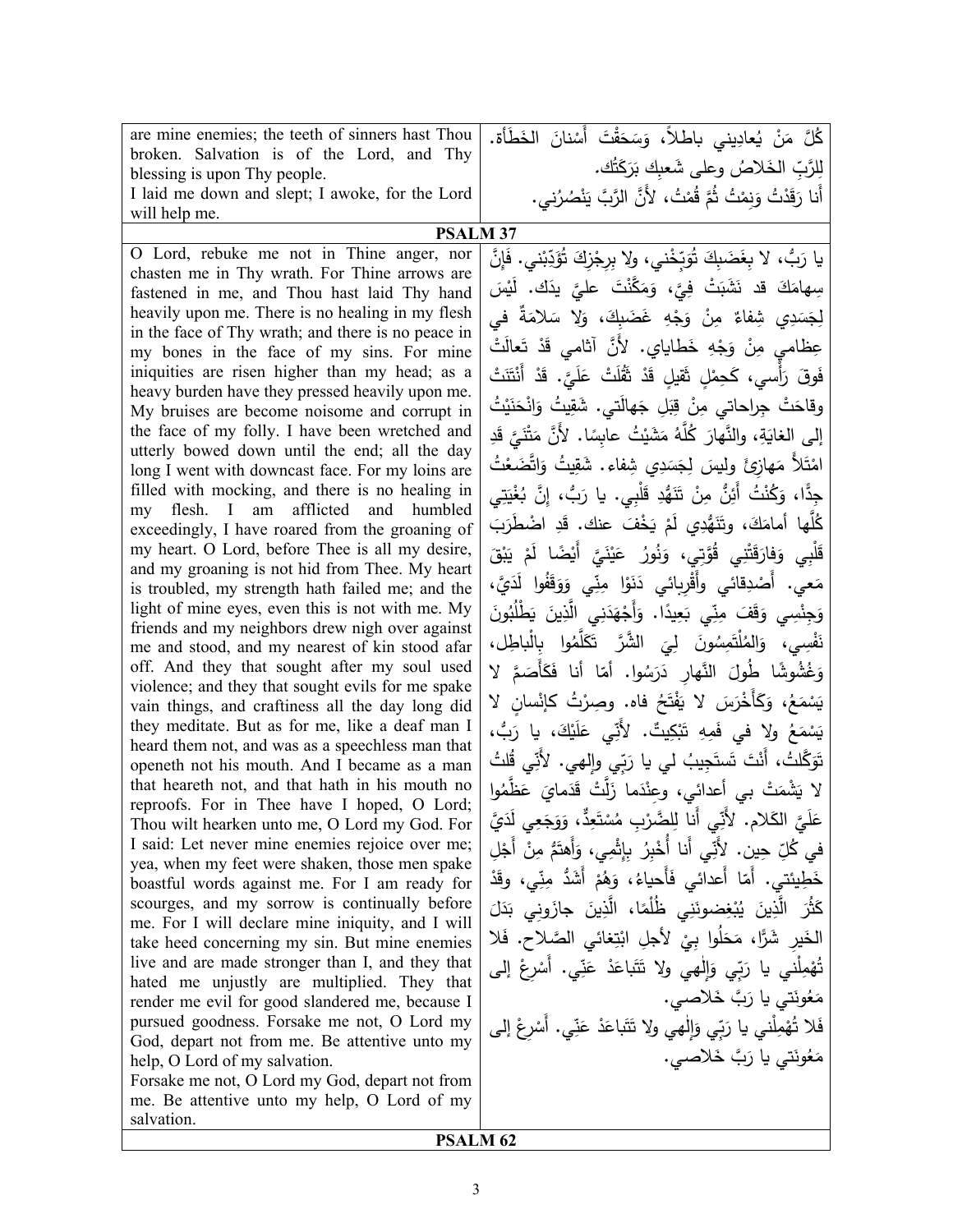| are mine enemies; the teeth of sinners hast Thou broken. Salvation is of the Lord, and Thy blessing is upon Thy people.<br>I laid me down and slept; I awoke, for the Lord will help me. | كُلَّ مَنْ يُعادِيني باطلاً، وَسَحَقْتَ أَسْنانَ الخَطَأة. لِلرَّبِّ الخَلاصُ وعلى شَعبِكَ بَرَكَتُك.<br>أَنا رَقَدْتُ وَنِمْتُ ثُمَّ قُمْتُ، لأَنَّ الرَّبَّ يَنْصُرُني. |
|---|---|
| **PSALM 37** | |
| O Lord, rebuke me not in Thine anger, nor chasten me in Thy wrath. For Thine arrows are fastened in me, and Thou hast laid Thy hand heavily upon me. There is no healing in my flesh in the face of Thy wrath; and there is no peace in my bones in the face of my sins. For mine iniquities are risen higher than my head; as a heavy burden have they pressed heavily upon me. My bruises are become noisome and corrupt in the face of my folly. I have been wretched and utterly bowed down until the end; all the day long I went with downcast face. For my loins are filled with mocking, and there is no healing in my flesh. I am afflicted and humbled exceedingly, I have roared from the groaning of my heart. O Lord, before Thee is all my desire, and my groaning is not hid from Thee. My heart is troubled, my strength hath failed me; and the light of mine eyes, even this is not with me. My friends and my neighbors drew nigh over against me and stood, and my nearest of kin stood afar off. And they that sought after my soul used violence; and they that sought evils for me spake vain things, and craftiness all the day long did they meditate. But as for me, like a deaf man I heard them not, and was as a speechless man that openeth not his mouth. And I became as a man that heareth not, and that hath in his mouth no reproofs. For in Thee have I hoped, O Lord; Thou wilt hearken unto me, O Lord my God. For I said: Let never mine enemies rejoice over me; yea, when my feet were shaken, those men spake boastful words against me. For I am ready for scourges, and my sorrow is continually before me. For I will declare mine iniquity, and I will take heed concerning my sin. But mine enemies live and are made stronger than I, and they that hated me unjustly are multiplied. They that render me evil for good slandered me, because I pursued goodness. Forsake me not, O Lord my God, depart not from me. Be attentive unto my help, O Lord of my salvation.<br>Forsake me not, O Lord my God, depart not from me. Be attentive unto my help, O Lord of my salvation. | يا رَبُّ، لا بِغَضَبِكَ تُوَبِّخْني، ولا بِرِجْزِكَ تُؤَدِّبْني. فَإِنَّ سِهامَكَ قد نَشَبَتْ فِيَّ، وَمَكَّنْتَ عليَّ يدَك. لَيْسَ لِجَسَدِي شِفاءٌ مِنْ وَجْهِ غَضَبِكَ، وَلا سَلامَةٌ في عِظامي مِنْ وَجْهِ خَطاياي. لأَنَّ آثامي قَدْ تَعالَتْ فَوقَ رَأْسي، كَحِمْلٍ ثَقيلٍ قَدْ ثَقُلَتْ عَلَيَّ. قَدْ أَنْتَنَتْ وقاحَتْ جِراحاتي مِنْ قِبَلِ جَهالَتي. شَقِيتُ وَانْحَنَيْتُ إلى الغايَةِ، والنَّهارَ كُلَّهُ مَشَيْتُ عابِسًا. لأَنَّ مَتْنَيَّ قَدِ امْتَلأَ مَهازِئَ وليسَ لِجَسَدِي شِفاء. شَقِيتُ وَاتَّضَعْتُ جِدًّا، وَكُنْتُ أَئِنُّ مِنْ تَنَهُّدِ قَلْبِي. يا رَبُّ، إِنَّ بُغْيَتِي كُلَّها أَمامَكَ، وتَنَهُّدِي لَمْ يَخْفَ عنك. قَدِ اضْطَرَبَ قَلْبِي وَفارَقَتْنِي قُوَّتِي، وَنُورُ عَيْنَيَّ أَيْضًا لَمْ يَبْقَ مَعي. أَصْدِقائي وأَقْرِبائي دَنَوْا مِنِّي وَوَقَفُوا لَدَيَّ، وَجِنْسِي وَقَفَ مِنِّي بَعِيدًا. وَأَجْهَدَنِي الَّذِينَ يَطْلُبُونَ نَفْسِي، وَالمُلْتَمِسُونَ لِيَ الشَّرَّ تَكَلَّمُوا بِالْباطِلِ، وَغُشُوشًا طُولَ النَّهارِ دَرَسُوا. أَمّا أنا فَكَأَصَمَّ لا يَسْمَعُ، وَكَأَخْرَسَ لا يَفْتَحُ فاه. وصِرْتُ كإِنْسانٍ لا يَسْمَعُ ولا في فَمِهِ تَبْكِيتٌ. لأَنِّي عَلَيْكَ، يا رَبُّ، تَوَكَّلتُ، أَنْتَ تَستَجِيبُ لي يا رَبِّي وإلهي. لأَنِّي قُلتُ لا يَشْمَتْ بي أعدائي، وعِنْدَما زَلَّتْ قَدَمايَ عَظَّمُوا عَلَيَّ الكَلام. لأَنِّي أَنا لِلضَّرْبِ مُسْتَعِدٌّ، وَوَجَعِي لَدَيَّ في كُلِّ حِين. لأَنِّي أَنا أُخْبِرُ بِإِثْمِي، وَأَهتَمُّ مِنْ أَجْلِ خَطِيئَتِي. أَمّا أَعدائي فَأَحياءُ، وَهُمْ أَشَدُّ مِنِّي، وقَدْ كَثُرَ الَّذِينَ يُبْغِضونَنِي ظُلْمًا، الَّذِينَ جازَونِي بَدَلَ الخَيرِ شَرًّا، مَحَلُوا بِيْ لأجلِ ابْتِغائي الصَّلاح. فَلا تُهْمِلْني يا رَبِّي وَإِلهي ولا تَتَباعَدْ عَنِّي. أَسْرِعْ إلى مَعُونَتِي يا رَبَّ خَلاصي.<br>فَلا تُهْمِلْني يا رَبِّي وَإِلهي ولا تَتَباعَدْ عَنِّي. أَسْرِعْ إلى مَعُونَتِي يا رَبَّ خَلاصي. |
| **PSALM 62** | |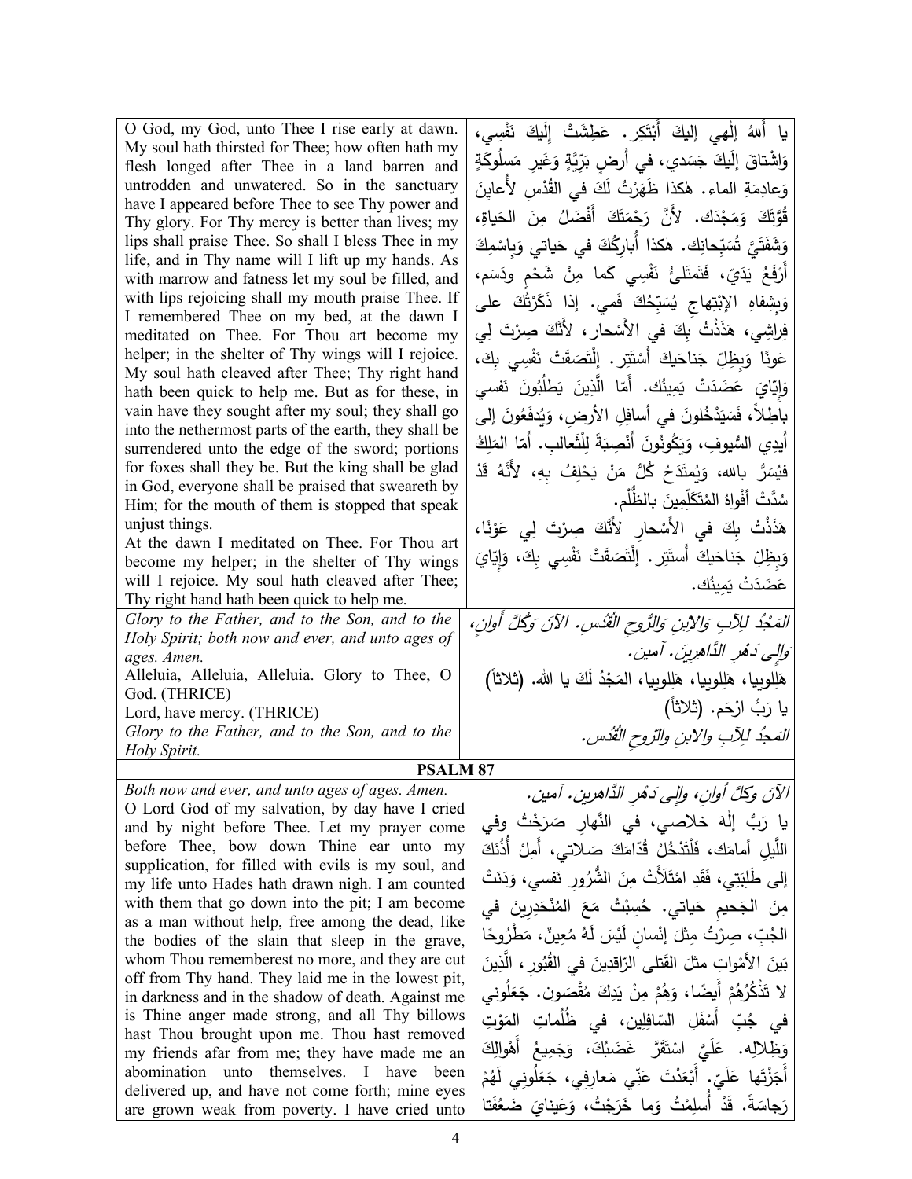| | |
|---|---|
| O God, my God, unto Thee I rise early at dawn. My soul hath thirsted for Thee; how often hath my flesh longed after Thee in a land barren and untrodden and unwatered. So in the sanctuary have I appeared before Thee to see Thy power and Thy glory. For Thy mercy is better than lives; my lips shall praise Thee. So shall I bless Thee in my life, and in Thy name will I lift up my hands. As with marrow and fatness let my soul be filled, and with lips rejoicing shall my mouth praise Thee. If I remembered Thee on my bed, at the dawn I meditated on Thee. For Thou art become my helper; in the shelter of Thy wings will I rejoice. My soul hath cleaved after Thee; Thy right hand hath been quick to help me. But as for these, in vain have they sought after my soul; they shall go into the nethermost parts of the earth, they shall be surrendered unto the edge of the sword; portions for foxes shall they be. But the king shall be glad in God, everyone shall be praised that sweareth by Him; for the mouth of them is stopped that speak unjust things.<br>At the dawn I meditated on Thee. For Thou art become my helper; in the shelter of Thy wings will I rejoice. My soul hath cleaved after Thee; Thy right hand hath been quick to help me. | يا أَللهُ إلٰهي إليكَ أَبْتَكِر. عَطِشَتْ إِلَيكَ نَفْسِي، وَاشْتاقَ إِلَيكَ جَسَدي، في أَرضٍ بَرِّيَّةٍ وَغَيرِ مَسلُوكَةٍ وَعادِمَةِ الماء. هٰكذا ظَهَرْتُ لَكَ في القُدْسِ لأُعايِنَ قُوَّتَكَ وَمَجْدَك. لأَنَّ رَحْمَتَكَ أَفْضَلُ مِنَ الحَياةِ، وَشَفَتَيَّ تُسَبِّحانِك. هٰكذا أُبارِكُكَ في حَياتي وَبِاسْمِكَ أَرْفَعُ يَدَيّ، فَتَمتَلِئُ نَفْسِي كَما مِنْ شَحْمٍ ودَسَم، وَبِشِفاهِ الإِبْتِهاجِ يُسَبِّحُكَ فَمي. إذا ذَكَرْتُكَ على فِراشِي، هَذَذْتُ بِكَ في الأَسْحار، لأَنَّكَ صِرْتَ لِي عَونًا وَبِظِلِّ جَناحَيكَ أَسْتَتِر. إلْتَصَقَتْ نَفْسِي بِكَ، وَإِيّايَ عَضَدَتْ يَمِينُك. أَمّا الَّذِينَ يَطلُبُونَ نَفسي باطِلاً، فَسَيَدْخُلونَ في أَسافِلِ الأَرضِ، وَيُدفَعُونَ إلى أَيدِي السُّيوفِ، وَيَكُونُونَ أَنْصِبَةً لِلْثَّعالِب. أَمّا المَلِكُ فيُسَرُّ بالله، وَيُمتَدَحُ كُلُّ مَنْ يَحْلِفُ بِهِ، لأَنَّهُ قَدْ سُدَّتْ أَفْواهُ المُتَكَلِّمِينَ بالظُّلْم.<br>هَذَذْتُ بِكَ في الأَسْحارِ لأَنَّكَ صِرْتَ لِي عَوْنًا، وَبِظِلِّ جَناحَيكَ أَستَتِر. إلْتَصَقَتْ نَفْسِي بِكَ، وَإِيّايَ عَضَدَتْ يَمِينُك. |
| *Glory to the Father, and to the Son, and to the Holy Spirit; both now and ever, and unto ages of ages. Amen.*<br>Alleluia, Alleluia, Alleluia. Glory to Thee, O God. (THRICE)<br>Lord, have mercy. (THRICE)<br>*Glory to the Father, and to the Son, and to the Holy Spirit.* | *المَجْدُ لِلآبِ وَالابْنِ وَالرُّوحِ القُدُسِ. الآنَ وَكُلَّ أَوانٍ، وَإِلى دَهْرِ الدَّاهِرِينَ. آمين.*<br>هَلِلويا، هَلِلويا، هَلِلويا، المَجْدُ لَكَ يا الله. (ثلاثاً)<br>يا رَبُّ ارْحَم. (ثلاثاً)<br>*المَجدُ لِلآبِ والابنِ والرّوحِ القُدُس.* |

## PSALM 87

| | |
|---|---|
| *Both now and ever, and unto ages of ages. Amen.*<br>O Lord God of my salvation, by day have I cried and by night before Thee. Let my prayer come before Thee, bow down Thine ear unto my supplication, for filled with evils is my soul, and my life unto Hades hath drawn nigh. I am counted with them that go down into the pit; I am become as a man without help, free among the dead, like the bodies of the slain that sleep in the grave, whom Thou rememberest no more, and they are cut off from Thy hand. They laid me in the lowest pit, in darkness and in the shadow of death. Against me is Thine anger made strong, and all Thy billows hast Thou brought upon me. Thou hast removed my friends afar from me; they have made me an abomination unto themselves. I have been delivered up, and have not come forth; mine eyes are grown weak from poverty. I have cried unto | *الآنَ وكلَّ أوانٍ، وإلى دَهْرِ الدَّاهرين. آمين.*<br>يا رَبُّ إلٰهَ خلاصي، في النَّهارِ صَرَخْتُ وفي اللَّيلِ أمامَك، فَلْتَدْخُلْ قُدّامَكَ صَلاتي، أَمِلْ أُذُنَكَ إلى طَلِبَتي، فَقَدِ امْتَلأَتْ مِنَ الشُّرورِ نَفسي، وَدَنَتْ مِنَ الجَحيمِ حَياتي. حُسِبْتُ مَعَ المُنْحَدِرِينَ في الجُبِّ، صِرْتُ مِثْلَ إنْسانٍ لَيْسَ لَهُ مُعِينٌ، مَطْرُوحًا بَينَ الأمْواتِ مثْلَ القَتلى الرّاقِدِينَ في القُبورِ، الَّذِينَ لا تَذْكُرُهُمْ أَيضًا، وَهُمْ مِنْ يَدِكَ مُقْصَون. جَعَلُوني في جُبِّ أَسْفَلِ السّافِلِين، في ظُلُماتِ المَوْتِ وَظِلالِه. عَلَيَّ اسْتَقَرَّ غَضَبُكَ، وَجَميعُ أَهْوالِكَ أَجَزْتَها عَلَيّ. أَبْعَدْتَ عَنّي مَعارِفي، جَعَلُوني لَهُمْ رَجاسَةً. قَدْ أُسلِمْتُ وَما خَرَجْتُ، وَعَيناي ضَعُفَتا |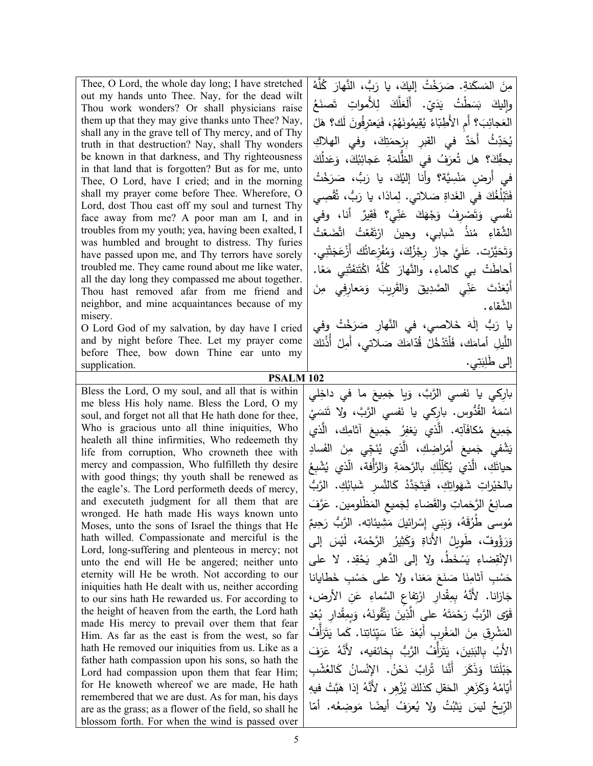| | |
|---|---|
| Thee, O Lord, the whole day long; I have stretched out my hands unto Thee. Nay, for the dead wilt Thou work wonders? Or shall physicians raise them up that they may give thanks unto Thee? Nay, shall any in the grave tell of Thy mercy, and of Thy truth in that destruction? Nay, shall Thy wonders be known in that darkness, and Thy righteousness in that land that is forgotten? But as for me, unto Thee, O Lord, have I cried; and in the morning shall my prayer come before Thee. Wherefore, O Lord, dost Thou cast off my soul and turnest Thy face away from me? A poor man am I, and in troubles from my youth; yea, having been exalted, I was humbled and brought to distress. Thy furies have passed upon me, and Thy terrors have sorely troubled me. They came round about me like water, all the day long they compassed me about together. Thou hast removed afar from me friend and neighbor, and mine acquaintances because of my misery.<br>O Lord God of my salvation, by day have I cried and by night before Thee. Let my prayer come before Thee, bow down Thine ear unto my supplication. | مِنَ المَسكَنةِ. صَرَخْتُ إليكَ، يا رَبُّ، النَّهارَ كُلَّهُ وإليكَ بَسَطْتُ يَدَيّ. أَلَعَلَّكَ لِلأَمواتِ تَصنَعُ العَجائِبَ؟ أَمِ الأَطِبّاءُ يُقيمُونَهُمْ، فَيَعترِفُونَ لَك؟ هَلْ يُحَدِّثُ أَحَدٌ في القبرِ بِرَحمَتِكَ، وفي الهلاكِ بحقِّكَ؟ هل تُعرَفُ في الظُّلمَةِ عَجائِبُكَ، وَعَدلُكَ في أَرضٍ مَنْسِيَّة؟ وأنا إليْكَ، يا رَبُّ، صَرَخْتُ فَتَبْلُغُكَ في الغَداةِ صَلاتي. لِماذا، يا رَبُّ، تُقْصِي نَفْسي وَتَصْرِفُ وَجْهَكَ عَنِّي؟ فَقيرٌ أنا، وفي الشَّقاءِ مُنذُ شَبابي، وحينَ ارْتَفَعْتُ اتَّضَعْتُ وَتَحَيَّرْت. عَلَيَّ جازَ رِجْزُكَ، وَمُفْزِعاتُك أَزْعَجَتْني. أحاطَتْ بي كالماءِ، والنَّهارَ كُلَّهُ اكْتَنفَتْني مَعًا. أَبْعَدْتَ عَنِّي الصَّديقَ وَالقَريبَ وَمَعارِفِي مِنَ الشَّقاء.<br>يا رَبُّ إلهَ خَلاصي، في النَّهارِ صَرَخْتُ وفي اللَّيلِ أمامَك، فَلْتَدْخُلْ قُدّامَكَ صَلاتي، أَمِلْ أُذُنَكَ إلى طَلِبَتِي. |

**PSALM 102**

| | |
|---|---|
| Bless the Lord, O my soul, and all that is within me bless His holy name. Bless the Lord, O my soul, and forget not all that He hath done for thee, Who is gracious unto all thine iniquities, Who healeth all thine infirmities, Who redeemeth thy life from corruption, Who crowneth thee with mercy and compassion, Who fulfilleth thy desire with good things; thy youth shall be renewed as the eagle's. The Lord performeth deeds of mercy, and executeth judgment for all them that are wronged. He hath made His ways known unto Moses, unto the sons of Israel the things that He hath willed. Compassionate and merciful is the Lord, long-suffering and plenteous in mercy; not unto the end will He be angered; neither unto eternity will He be wroth. Not according to our iniquities hath He dealt with us, neither according to our sins hath He rewarded us. For according to the height of heaven from the earth, the Lord hath made His mercy to prevail over them that fear Him. As far as the east is from the west, so far hath He removed our iniquities from us. Like as a father hath compassion upon his sons, so hath the Lord had compassion upon them that fear Him; for He knoweth whereof we are made, He hath remembered that we are dust. As for man, his days are as the grass; as a flower of the field, so shall he blossom forth. For when the wind is passed over | بارِكي يا نَفسي الرَّبَّ، وَيا جَميعَ ما في داخِلي اسْمَهُ القُدُّوس. بارِكي يا نَفسي الرَّبَّ، ولا تَنسَيْ جَميعَ مُكافَآتِه. الَّذي يَغفِرُ جَميعَ آثامِك، الَّذي يَشْفي جَميعَ أَمْراضِكِ، الَّذي يُنَجِّي مِنَ الفَسادِ حياتَكِ، الَّذي يُكَلِّلُكِ بالرَّحمَةِ وَالرَّأفة، الّذي يُشْبِعُ بالخَيْراتِ شَهَواتِكِ، فَيَتَجَدَّدُ كالنَّسرِ شَبابُكِ. الرَّبُّ صانِعُ الرَّحَماتِ والقَضاءِ لِجَميعِ المَظْلومين. عَرَّفَ مُوسى طُرُقَهُ، وَبَنِي إسْرائيلَ مَشِيئاتِه. الرَّبُّ رَحِيمٌ وَرَؤُوفٌ، طَوِيلُ الأَناةِ وَكَثِيرُ الرَّحْمَة، لَيْسَ إلى الإنْقِضاءِ يَسْخَطُ، ولا إلى الدَّهرِ يَحْقِد. لا على حَسْبِ آثامِنَا صَنَعَ مَعَنا، ولا على حَسْبِ خَطايانا جَازانا. لأَنَّهُ بِمِقْدارِ ارْتِفاعِ السَّماءِ عَنِ الأرض، قَوّى الرَّبُّ رَحْمَتَهُ على الَّذِينَ يَتَّقُونَهُ، وَبِمِقْدارِ بُعْدِ المَشْرِقِ مِنَ المَغْرِبِ أَبْعَدَ عَنّا سَيِّئاتِنا. كَما يَتَرَأَّفُ الأَبُ بِالبَنِينَ، يَتَرَأَّفُ الرَّبُّ بِخائفيه، لأَنَّهُ عَرَفَ جَبْلَتَنا وَذَكَرَ أَنَّنا تُرابٌ نَحْنُ. الإنْسانُ كَالعُشْبِ أَيّامُهُ وَكَزَهرِ الحَقلِ كذلكَ يُزْهِر، لأَنَّهُ إذا هَبَّتْ فيهِ الرِّيحُ ليسَ يَثبُتُ ولا يُعرَفُ أيضًا مَوضِعُه. أمّا |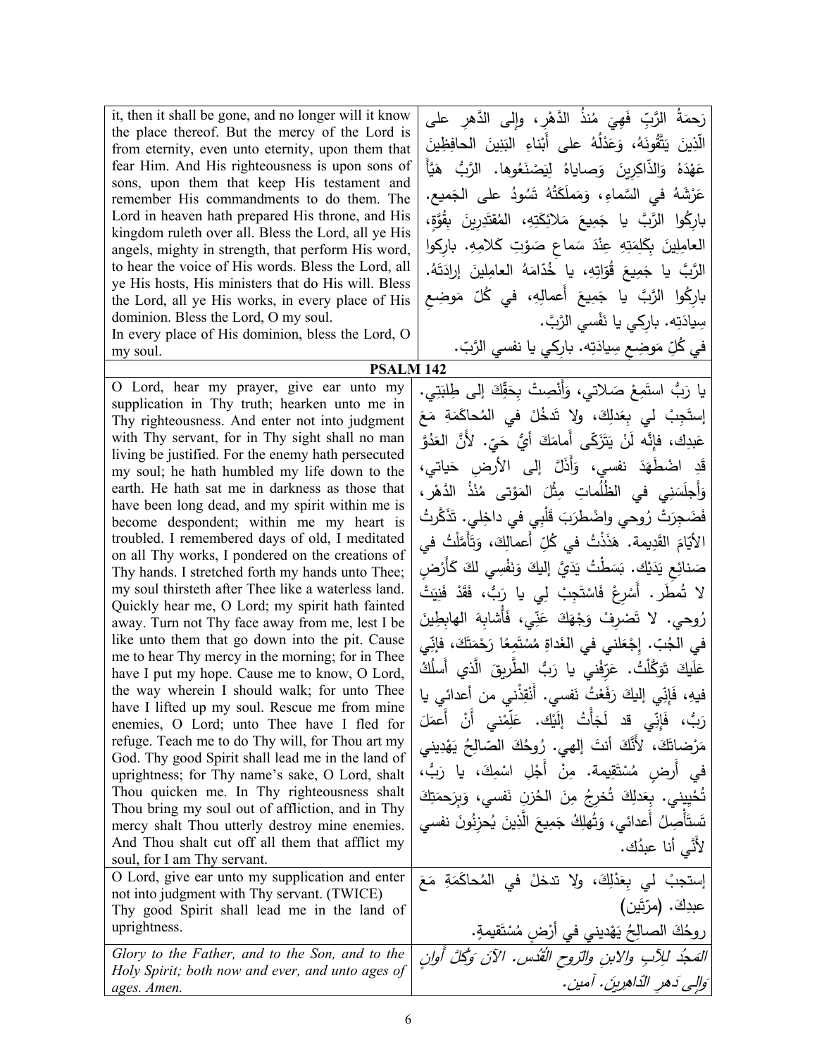| | |
|---|---|
| it, then it shall be gone, and no longer will it know the place thereof. But the mercy of the Lord is from eternity, even unto eternity, upon them that fear Him. And His righteousness is upon sons of sons, upon them that keep His testament and remember His commandments to do them. The Lord in heaven hath prepared His throne, and His kingdom ruleth over all. Bless the Lord, all ye His angels, mighty in strength, that perform His word, to hear the voice of His words. Bless the Lord, all ye His hosts, His ministers that do His will. Bless the Lord, all ye His works, in every place of His dominion. Bless the Lord, O my soul. In every place of His dominion, bless the Lord, O my soul. | رَحمَةُ الرَّبِّ فَهِيَ مُنذُ الدَّهْرِ، وإلى الدَّهرِ على الّذِينَ يَتَّقُونَهُ، وَعَدْلُهُ على أَبْناءِ البَنِينَ الحافِظِينَ عَهْدَهُ وَالذّاكِرِينَ وَصاياهُ لِيَصْنَعُوها. الرَّبُّ هَيَّأَ عَرْشَهُ في السَّماءِ، وَمَملَكَتُهُ تَسُودُ على الجَميع. بارِكُوا الرَّبَّ يا جَمِيعَ مَلائِكَتِهِ، المُقتَدِرِينَ بِقُوَّةٍ، العامِلِينَ بِكَلِمَتِهِ عِنْدَ سَماعِ صَوْتِ كَلامِهِ. باركوا الرَّبَّ يا جَمِيعَ قُوّاتِهِ، يا خُدّامَهُ العامِلِينَ إرادَتَهُ. بارِكُوا الرَّبَّ يا جَمِيعَ أَعمالِهِ، في كُلِّ مَوضِعِ سِيادَتِه. بارِكِي يا نَفْسِي الرَّبَّ. في كُلِّ مَوضِعِ سِيادَتِه. بارِكِي يا نفسي الرَّبّ. |

**PSALM 142**

| | |
|---|---|
| O Lord, hear my prayer, give ear unto my supplication in Thy truth; hearken unto me in Thy righteousness. And enter not into judgment with Thy servant, for in Thy sight shall no man living be justified. For the enemy hath persecuted my soul; he hath humbled my life down to the earth. He hath sat me in darkness as those that have been long dead, and my spirit within me is become despondent; within me my heart is troubled. I remembered days of old, I meditated on all Thy works, I pondered on the creations of Thy hands. I stretched forth my hands unto Thee; my soul thirsteth after Thee like a waterless land. Quickly hear me, O Lord; my spirit hath fainted away. Turn not Thy face away from me, lest I be like unto them that go down into the pit. Cause me to hear Thy mercy in the morning; for in Thee have I put my hope. Cause me to know, O Lord, the way wherein I should walk; for unto Thee have I lifted up my soul. Rescue me from mine enemies, O Lord; unto Thee have I fled for refuge. Teach me to do Thy will, for Thou art my God. Thy good Spirit shall lead me in the land of uprightness; for Thy name's sake, O Lord, shalt Thou quicken me. In Thy righteousness shalt Thou bring my soul out of affliction, and in Thy mercy shalt Thou utterly destroy mine enemies. And Thou shalt cut off all them that afflict my soul, for I am Thy servant. | يا رَبُّ استَمِعْ صَلاتي، وَأَنْصِتْ بِحَقِّكَ إلى طِلبَتِي. إستَجِبْ لي بِعَدلِكَ، ولا تَدخُلْ في المُحاكَمَةِ مَعَ عَبدِك، فإنَّه لَنْ يَتَزَكّى أَمامَكَ أَيُّ حَيّ. لأنَّ العَدُوَّ قَدِ اضْطَهَدَ نفسي، وَأَذَلَّ إلى الأرضِ حَياتي، وَأَجلَسَنِي في الظُّلُماتِ مِثْلَ المَوْتى مُنْذُ الدَّهْرِ، فَضَجِرَتْ رُوحي واضْطرَبَ قَلْبِي في داخِلِي. تَذَكَّرتُ الأيّامَ القَدِيمة. هَذَذْتُ في كُلِّ أَعمالِكَ، وَتَأَمَّلْتُ في صَنائِعِ يَدَيْك. بَسَطْتُ يَدَيَّ إليكَ وَنَفْسِي لكَ كَأَرْضٍ لا تُمطَر. أَسْرِعْ فَاسْتَجِبْ لِي يا رَبُّ، فَقَدْ فَنِيَتْ رُوحي. لا تَصْرِفْ وَجْهَكَ عَنِّي، فَأُشابِهَ الهابِطِينَ في الجُبّ. إجْعَلني في الغَداةِ مُسْتَمِعًا رَحْمَتَكَ، فإنّي عَلَيكَ تَوَكَّلْتُ. عَرِّفْني يا رَبُّ الطَّرِيقَ الّذي أَسلُكُ فيه، فَإنِّي إليكَ رَفَعْتُ نَفسي. أَنْقِذْني من أعدائي يا رَبُّ، فَإنِّي قد لَجَأْتُ إِلَيْك. عَلِّمْني أَنْ أَعمَلَ مَرْضاتَكَ، لأَنَّكَ أنتَ إلهي. رُوحُكَ الصّالِحُ يَهْدِيني في أَرضٍ مُسْتَقِيمة. مِنْ أَجْلِ اسْمِكَ، يا رَبُّ، تُحْيِيني. بِعَدلِكَ تُخرِجُ مِنَ الحُزنِ نَفسي، وَبِرَحمَتِكَ تَستَأْصِلُ أَعدائي، وَتُهلِكُ جَمِيعَ الَّذِينَ يُحزِنُونَ نفسي لأَنّي أنا عبدُك. |
| O Lord, give ear unto my supplication and enter not into judgment with Thy servant. (TWICE) Thy good Spirit shall lead me in the land of uprightness. | إستجبْ لي بِعَدْلِكَ، ولا تدخلْ في المُحاكَمَةِ مَعَ عبدِكَ. (مرّتين) روحُكَ الصالِحُ يَهْدِيني في أَرْضٍ مُسْتَقِيمةٍ. |
| *Glory to the Father, and to the Son, and to the Holy Spirit; both now and ever, and unto ages of ages. Amen.* | *المَجْدُ لِلآبِ والابنِ والرّوحِ القُدُس. الآنَ وَكُلَّ أَوانٍ وَإِلى دَهرِ الدّاهِرِينَ. آمين.* |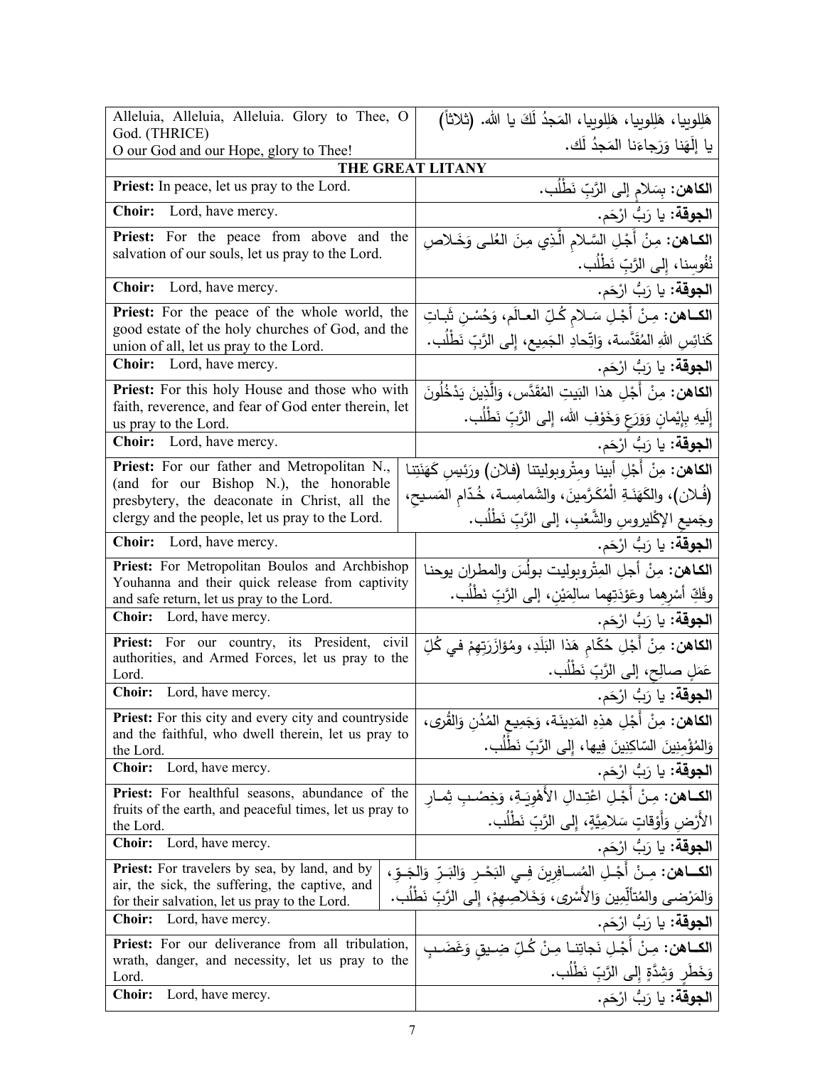| Alleluia, Alleluia, Alleluia. Glory to Thee, O God. (THRICE)<br>O our God and our Hope, glory to Thee! | هَلِلويِيا، هَلِلويِيا، هَلِلويِيا، المَجدُ لَكَ يا الله. (ثلاثاً)<br>يا إلَهَنا وَرَجاءَنا المَجدُ لَك. |
|---|---|
| **THE GREAT LITANY** | |
| **Priest:** In peace, let us pray to the Lord. | **الكاهن:** بِسَلامٍ إلى الرَّبِّ نَطْلُب. |
| **Choir:** Lord, have mercy. | **الجوقة:** يا رَبُّ ارْحَم. |
| **Priest:** For the peace from above and the salvation of our souls, let us pray to the Lord. | **الكـاهن:** مِنْ أَجْلِ السَّلامِ الَّذِي مِنَ العُلى وَخَلاصِ نُفُوسِنا، إلى الرَّبِّ نَطْلُب. |
| **Choir:** Lord, have mercy. | **الجوقة:** يا رَبُّ ارْحَم. |
| **Priest:** For the peace of the whole world, the good estate of the holy churches of God, and the union of all, let us pray to the Lord. | **الكـاهن:** مِنْ أَجْلِ سَلامِ كُلِّ العالَم، وَحُسْنِ ثَباتِ كَنائِسِ اللهِ المُقَدَّسة، وَاتِّحادِ الجَمِيع، إلى الرَّبِّ نَطْلُب. |
| **Choir:** Lord, have mercy. | **الجوقة:** يا رَبُّ ارْحَم. |
| **Priest:** For this holy House and those who with faith, reverence, and fear of God enter therein, let us pray to the Lord. | **الكاهن:** مِنْ أَجْلِ هذا البَيتِ المُقَدَّس، وَالَّذِينَ يَدْخُلُونَ إلَيهِ بِإيْمانٍ وَوَرَعٍ وَخَوْفِ الله، إلى الرَّبِّ نَطْلُب. |
| **Choir:** Lord, have mercy. | **الجوقة:** يا رَبُّ ارْحَم. |
| **Priest:** For our father and Metropolitan N., (and for our Bishop N.), the honorable presbytery, the deaconate in Christ, all the clergy and the people, let us pray to the Lord. | **الكاهن:** مِنْ أَجْلِ أبينا ومِتْروبوليتنا (فلان) ورَئيسِ كَهَنَتِنا (فُلان)، والكَهَنَةِ الْمُكَرَّمِينَ، والشمامِسة، خُدّامِ المَسيحِ، وجَميعِ الإكْليروسِ والشَّعْبِ، إلى الرَّبِّ نَطْلُب. |
| **Choir:** Lord, have mercy. | **الجوقة:** يا رَبُّ ارْحَم. |
| **Priest:** For Metropolitan Boulos and Archbishop Youhanna and their quick release from captivity and safe return, let us pray to the Lord. | **الكاهن:** مِنْ أجلِ المِتْروبوليت بولُس والمطران يوحنا وفَكِّ أسْرِهِما وعَوْدَتِهِما سالِمَيْن، إلى الرَّبِّ نَطْلُب. |
| **Choir:** Lord, have mercy. | **الجوقة:** يا رَبُّ ارْحَم. |
| **Priest:** For our country, its President, civil authorities, and Armed Forces, let us pray to the Lord. | **الكاهن:** مِنْ أَجْلِ حُكّامِ هَذا البَلَدِ، ومُؤازَرَتِهِمْ في كُلِّ عَمَلٍ صالِحٍ، إلى الرَّبِّ نَطْلُب. |
| **Choir:** Lord, have mercy. | **الجوقة:** يا رَبُّ ارْحَم. |
| **Priest:** For this city and every city and countryside and the faithful, who dwell therein, let us pray to the Lord. | **الكاهن:** مِنْ أَجْلِ هذِهِ المَدِينَة، وَجَمِيعِ المُدُنِ وَالقُرى، وَالمُؤْمِنِينَ السّاكِنِينَ فِيها، إلى الرَّبِّ نَطْلُب. |
| **Choir:** Lord, have mercy. | **الجوقة:** يا رَبُّ ارْحَم. |
| **Priest:** For healthful seasons, abundance of the fruits of the earth, and peaceful times, let us pray to the Lord. | **الكـاهن:** مِنْ أَجْلِ اعْتِدالِ الأَهْوِيَةِ، وَخِصْبِ ثِمارِ الأَرْضِ وَأَوْقاتٍ سَلامِيَّةٍ، إلى الرَّبِّ نَطْلُب. |
| **Choir:** Lord, have mercy. | **الجوقة:** يا رَبُّ ارْحَم. |
| **Priest:** For travelers by sea, by land, and by air, the sick, the suffering, the captive, and for their salvation, let us pray to the Lord. | **الكـاهن:** مِنْ أَجْلِ المُسافِرِينَ فِي البَحْرِ وَالبَرِّ وَالجَوِّ، وَالمَرْضى والمُتَأَلِّمِين وَالأَسْرى، وَخَلاصِهِمْ، إلى الرَّبِّ نَطْلُب. |
| **Choir:** Lord, have mercy. | **الجوقة:** يا رَبُّ ارْحَم. |
| **Priest:** For our deliverance from all tribulation, wrath, danger, and necessity, let us pray to the Lord. | **الكـاهن:** مِنْ أَجْلِ نَجاتِنا مِنْ كُلِّ ضِيقٍ وَغَضَبٍ وَخَطَرٍ وَشِدَّةٍ إلى الرَّبِّ نَطْلُب. |
| **Choir:** Lord, have mercy. | **الجوقة:** يا رَبُّ ارْحَم. |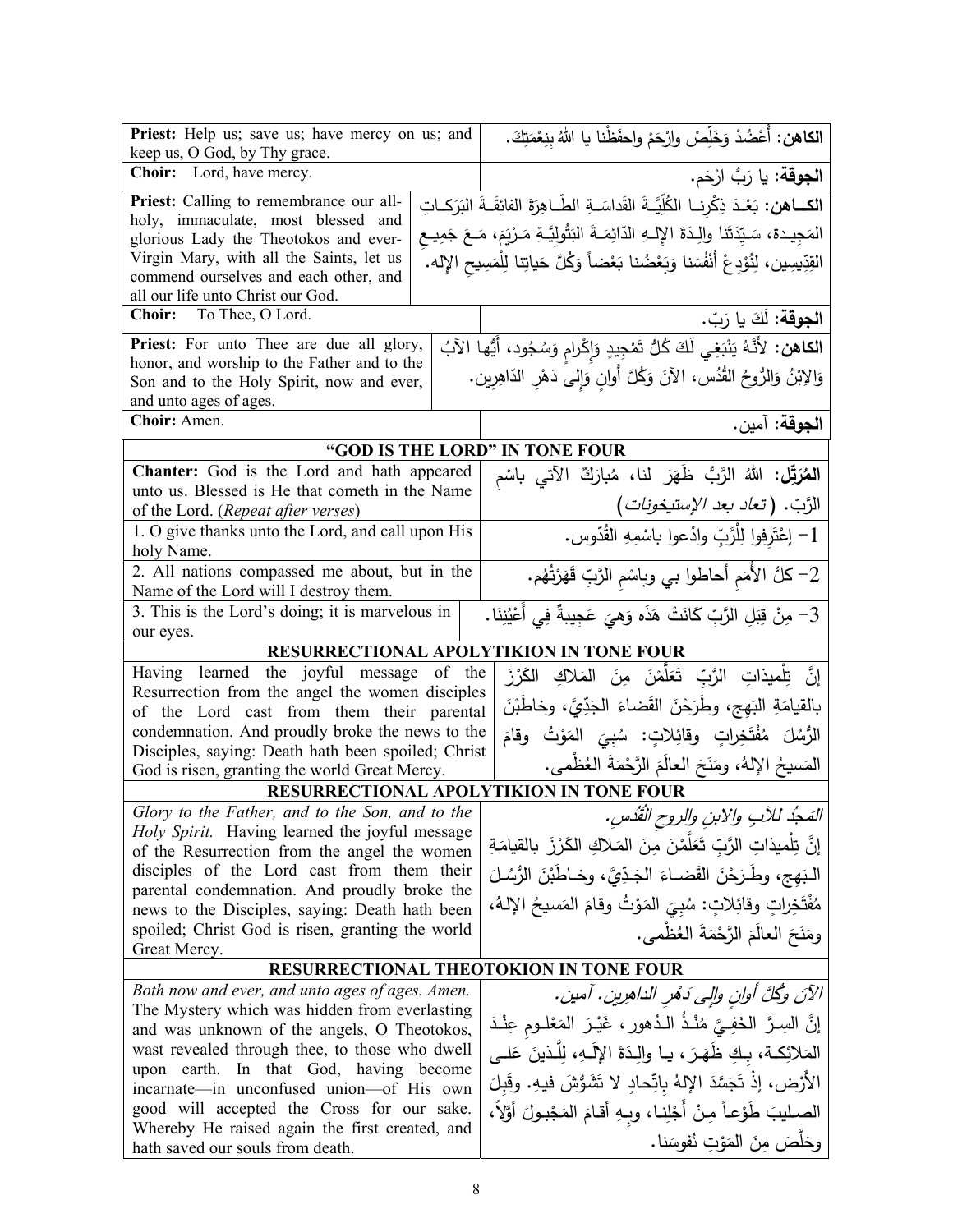| | |
|---|---|
| **Priest:** Help us; save us; have mercy on us; and keep us, O God, by Thy grace. | **الكاهن:** أَعْضُدْ وَخَلِّصْ وارْحَمْ واحفَظْنا يا اللهُ بِنِعْمَتِكَ. |
| **Choir:** Lord, have mercy. | **الجوقة:** يا رَبُّ ارْحَم. |
| **Priest:** Calling to remembrance our all-holy, immaculate, most blessed and glorious Lady the Theotokos and ever-Virgin Mary, with all the Saints, let us commend ourselves and each other, and all our life unto Christ our God. | **الكــاهن:** بَعْـدَ ذِكْرِنـا الكُلِّيَّـةَ القَداسَـةِ الطّـاهِرَةَ الفائِقَـةَ البَرَكـاتِ المَجيدة، سَيِّدَتَنا والِدَةَ الإلـهِ الدّائِمَـةَ البَتُولِيَّـةِ مَـرْيَمَ، مَـعَ جَمِيـعِ القدِّيسينَ، لِنُوْدِعْ أَنْفُسَنا وَبَعْضُنا بَعْضاً وَكُلَّ حَياتِنا لِلْمَسِيحِ الإله. |
| **Choir:** To Thee, O Lord. | **الجوقة:** لَكَ يا رَبّ. |
| **Priest:** For unto Thee are due all glory, honor, and worship to the Father and to the Son and to the Holy Spirit, now and ever, and unto ages of ages. | **الكاهن:** لأَنَّهُ يَنْبَغِي لَكَ كُلُّ تَمْجِيدٍ وَإِكْرامٍ وَسُجُود، أَيُّها الآبُ وَالابْنُ وَالرُّوحُ القُدُس، الآنَ وَكُلَّ أَوانٍ وَإِلَى دَهْرِ الدّاهِرِين. |
| **Choir:** Amen. | **الجوقة:** آمين. |

## "GOD IS THE LORD" IN TONE FOUR

| | |
|---|---|
| **Chanter:** God is the Lord and hath appeared unto us. Blessed is He that cometh in the Name of the Lord. (*Repeat after verses*) | **المُرَتِّل:** اللهُ الرَّبُّ ظَهَرَ لنا، مُبارَكٌ الآتي باسْمِ الرَّبّ. (*تعاد بعد الإستيخونات*) |
| 1. O give thanks unto the Lord, and call upon His holy Name. | 1- إِعْتَرِفوا لِلْرَّبِّ وادْعوا باسْمِهِ القُدّوس. |
| 2. All nations compassed me about, but in the Name of the Lord will I destroy them. | 2- كلُّ الأُمَمِ أحاطوا بي وباسْمِ الرَّبِّ قَهَرْتُهُم. |
| 3. This is the Lord's doing; it is marvelous in our eyes. | 3- مِنْ قِبَلِ الرَّبِّ كَانَتْ هَذَه وَهيَ عَجِيبةٌ فِي أَعْيُنِنَا. |

## RESURRECTIONAL APOLYTIKION IN TONE FOUR

| | |
|---|---|
| Having learned the joyful message of the Resurrection from the angel the women disciples of the Lord cast from them their parental condemnation. And proudly broke the news to the Disciples, saying: Death hath been spoiled; Christ God is risen, granting the world Great Mercy. | إنَّ تِلْميذاتِ الرَّبِّ تَعَلَّمْنَ مِنَ المَلاكِ الكَرْزَ بالقيامَةِ البَهِج، وطَرَحْنَ القَضاءَ الجَدِّيَّ، وخاطَبْنَ الرُّسُلَ مُفْتَخِراتٍ وقائِلاتٍ: سُبِيَ المَوْتُ وقامَ المَسيحُ الإلهُ، ومَنَحَ العالَمَ الرَّحْمَةَ العُظْمى. |

## RESURRECTIONAL APOLYTIKION IN TONE FOUR

| | |
|---|---|
| *Glory to the Father, and to the Son, and to the Holy Spirit.* Having learned the joyful message of the Resurrection from the angel the women disciples of the Lord cast from them their parental condemnation. And proudly broke the news to the Disciples, saying: Death hath been spoiled; Christ God is risen, granting the world Great Mercy. | *المَجْدُ للآبِ والابنِ والروحِ القُدُس.* إنَّ تِلْميذاتِ الرَّبِّ تَعَلَّمْنَ مِنَ المَلاكِ الكَرْزَ بالقيامَةِ البَهِج، وطَرَحْنَ القَضاءَ الجَدِّيَّ، وخاطَبْنَ الرُّسُلَ مُفْتَخِراتٍ وقائِلاتٍ: سُبِيَ المَوْتُ وقامَ المَسيحُ الإلهُ، ومَنَحَ العالَمَ الرَّحْمَةَ العُظْمى. |

## RESURRECTIONAL THEOTOKION IN TONE FOUR

| | |
|---|---|
| *Both now and ever, and unto ages of ages. Amen.* The Mystery which was hidden from everlasting and was unknown of the angels, O Theotokos, wast revealed through thee, to those who dwell upon earth. In that God, having become incarnate—in unconfused union—of His own good will accepted the Cross for our sake. Whereby He raised again the first created, and hath saved our souls from death. | *الآنَ وكُلَّ أوانٍ وإلى دَهْرِ الداهرين. آمين.* إنَّ السِرَّ الخَفِيَّ مُنْذُ الدُهور، غَيْرَ المَعْلومِ عِنْدَ المَلائِكَة، بِكِ ظَهَرَ، يا والِدَةَ الإلَهِ، لِلَّذينَ عَلى الأَرْض، إذْ تَجَسَّدَ الإلهُ بِاتِّحادٍ لا تَشَوُّشَ فيهِ. وقَبِلَ الصليبَ طَوْعاً مِنْ أجْلِنا، وبِهِ أقامَ المَجْبولَ أوَّلاً، وخلَّصَ مِنَ المَوْتِ نُفوسَنا. |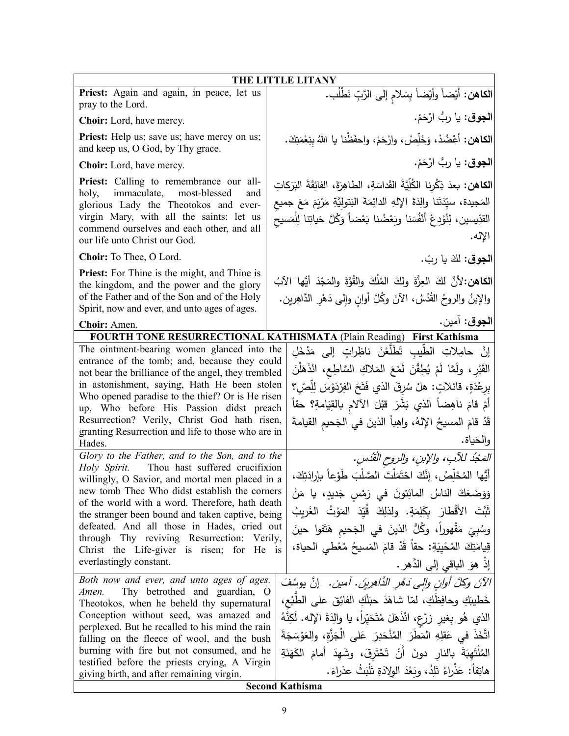| THE LITTLE LITANY | |
|---|---|
| **Priest:** Again and again, in peace, let us pray to the Lord. | **الكاهن:** أيْضاً وأيْضاً بِسَلامٍ إلى الرَّبِّ نَطْلُب. |
| **Choir:** Lord, have mercy. | **الجوق:** يا ربُّ ارْحَمْ. |
| **Priest:** Help us; save us; have mercy on us; and keep us, O God, by Thy grace. | **الكاهن:** أعْضُدْ، وَخَلِّصْ، وارْحَمْ، واحفَظْنا يا اللهُ بِنِعْمَتِكَ. |
| **Choir:** Lord, have mercy. | **الجوق:** يا ربُّ ارْحَمْ. |
| **Priest:** Calling to remembrance our all-holy, immaculate, most-blessed and glorious Lady the Theotokos and ever-virgin Mary, with all the saints: let us commend ourselves and each other, and all our life unto Christ our God. | **الكاهن:** بعدَ ذِكْرِنا الكُلِّيَّةَ القَداسَةِ، الطاهِرَةَ، الفائِقَةَ البَرَكاتِ المَجيدة، سيِّدَتَنا والِدَةَ الإلهِ الدائِمَةَ البَتوليَّةِ مَرْيَمَ مَعَ جميعِ القدِّيسين، لِنُوْدِعْ أنْفُسَنا وبَعْضُنا بَعْضاً وَكُلَّ حَياتِنا لِلْمَسيحِ الإله. |
| **Choir:** To Thee, O Lord. | **الجوق:** لكَ يا ربّ. |
| **Priest:** For Thine is the might, and Thine is the kingdom, and the power and the glory of the Father and of the Son and of the Holy Spirit, now and ever, and unto ages of ages. | **الكاهن:** لأنَّ لكَ العِزَّةَ ولكَ المُلْكَ والقُوَّةَ والمَجْدَ أيُّها الآبُ والإبنُ والروحُ القُدُسُ، الآنَ وكُلَّ أوانٍ وإلى دَهْرِ الدَّاهِرين. |
| **Choir:** Amen. | **الجوق:** آمين. |

| **FOURTH TONE RESURRECTIONAL KATHISMATA** (Plain Reading) **First Kathisma** | |
|---|---|
| The ointment-bearing women glanced into the entrance of the tomb; and, because they could not bear the brilliance of the angel, they trembled in astonishment, saying, Hath He been stolen Who opened paradise to the thief? Or is He risen up, Who before His Passion didst preach Resurrection? Verily, Christ God hath risen, granting Resurrection and life to those who are in Hades. | إنَّ حامِلاتِ الطِّيبِ تَطَلَّعْنَ ناظِراتٍ إلى مَدْخَلِ القَبْرِ، ولَمَّا لَمْ يُطِقْنَ لَمْعَ المَلاكِ السَّاطِعِ، انْذَهَلْنَ بِرِعْدَةٍ، قائلاتٍ: هلْ سُرِقَ الذي فَتَحَ الفِرْدَوْسَ لِلِّصّ؟ أمْ قامَ ناهِضاً الذي بَشَّرَ قبْلَ الآلامِ بالقِيامةِ؟ حقاً قَدْ قامَ المسيحُ الإلهُ، واهِباً الذينَ في الجَحيمِ القيامةَ والحَياة. |
| *Glory to the Father, and to the Son, and to the Holy Spirit.* Thou hast suffered crucifixion willingly, O Savior, and mortal men placed in a new tomb Thee Who didst establish the corners of the world with a word. Therefore, hath death the stranger been bound and taken captive, being defeated. And all those in Hades, cried out through Thy reviving Resurrection: Verily, Christ the Life-giver is risen; for He is everlastingly constant. | *المَجْدُ للآبِ، والإبنِ، والروحِ القُدُسِ.* أيُّها المُخَلِّصُ، إنَّكَ احْتَمَلْتَ الصَّلْبَ طَوْعاً بإرادَتِكَ، وَوَضَعَكَ الناسُ المائِتونَ في رَمْسٍ جَديدٍ، يا مَنْ ثَبَّتَ الأقْطارَ بِكَلِمَةٍ. ولذلِكَ قُيِّدَ المَوْتُ الغَريبُ وسُبِيَ مَقْهوراً، وكُلُّ الذينَ في الجَحيمِ هَتَفوا حينَ قِيامَتِكَ المُحْيِيَةِ: حقاً قَدْ قامَ المَسيحُ مُعْطي الحياة، إذْ هوَ الباقي إلى الدَّهر. |
| *Both now and ever, and unto ages of ages. Amen.* Thy betrothed and guardian, O Theotokos, when he beheld thy supernatural Conception without seed, was amazed and perplexed. But he recalled to his mind the rain falling on the fleece of wool, and the bush burning with fire but not consumed, and he testified before the priests crying, A Virgin giving birth, and after remaining virgin. | *الآنَ وكلَّ أوانٍ وإلى دَهْرِ الدَّاهِرِين. آمين.* إنَّ يوسُفَ خَطيبَكِ وحافِظَكِ، لمّا شاهَدَ حبَلَكِ الفائِقَ على الطَّبْعِ، الذي هُو بِغيرِ زرْعٍ، انْذَهَلَ مُتَحَيِّراً، يا والِدَةَ الإله. لَكِنَّهُ اتَّخَذَ في عَقلِهِ المَطَرَ المُنْحَدِرَ عَلى الْجَزَّةِ، والعَوْسَجَةَ المُلْتَهِبَةَ بالنارِ دونَ أَنْ تَحْتَرِقَ، وشَهِدَ أمامَ الكَهَنَةِ هاتِفاً: عَذْراءُ تَلِدُ، وبَعْدَ الوِلادَةِ تَلْبَثُ عذراءَ. |
| **Second Kathisma** | |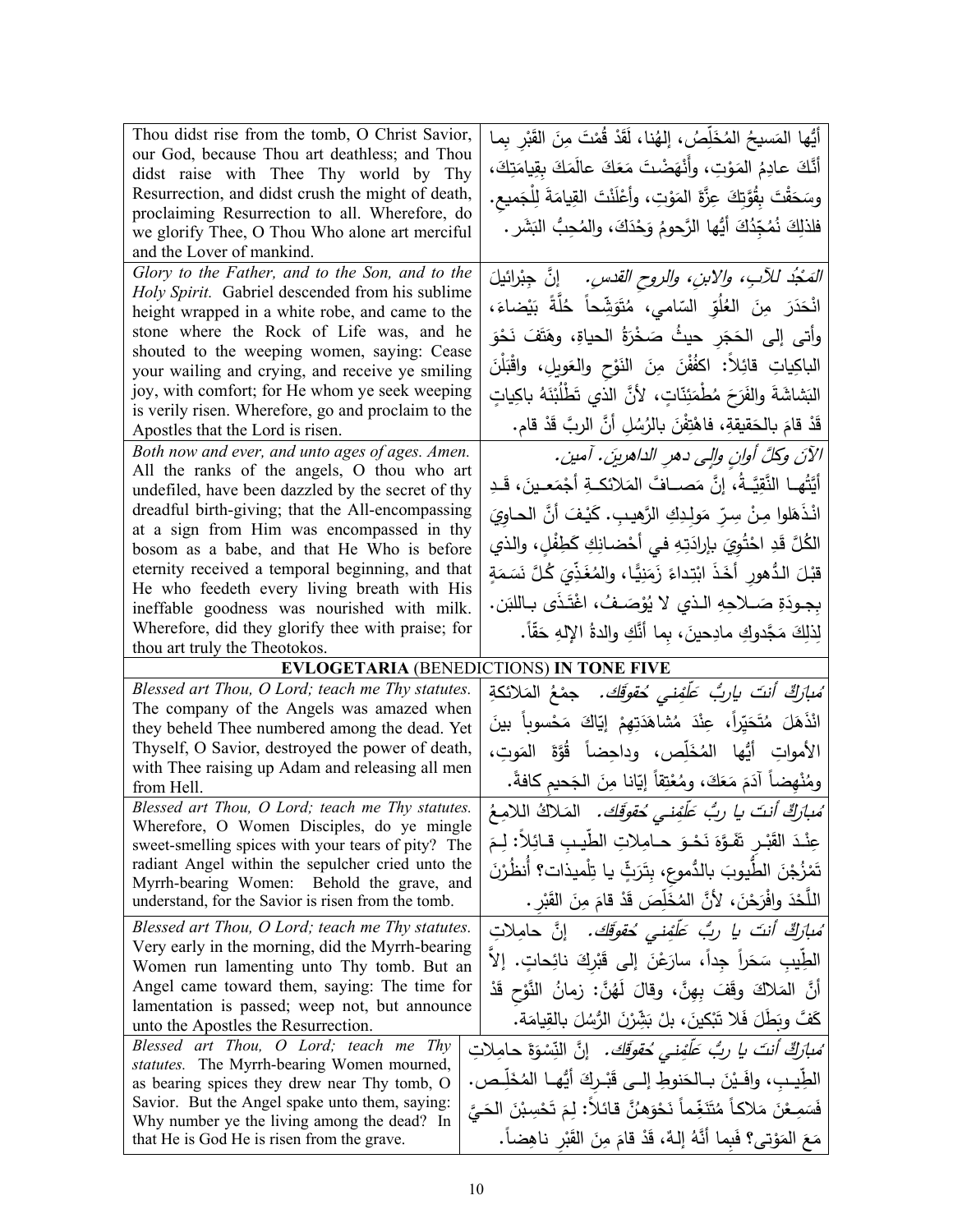| | |
|---|---|
| Thou didst rise from the tomb, O Christ Savior, our God, because Thou art deathless; and Thou didst raise with Thee Thy world by Thy Resurrection, and didst crush the might of death, proclaiming Resurrection to all. Wherefore, do we glorify Thee, O Thou Who alone art merciful and the Lover of mankind. | أَيُّها المَسيحُ المُخَلِّصُ، إلهُنا، لَقَدْ قُمْتَ مِنَ القَبْرِ بِما أَنَّكَ عادِمُ المَوْتِ، وأَنْهَضْتَ مَعَكَ عالَمَكَ بِقِيامَتِكَ، وسَحَقْتَ بِقُوَّتِكَ عِزَّةَ المَوْتِ، وأَعْلَنْتَ القِيامَةَ لِلْجَميعِ. فلذلِكَ نُمَجِّدُكَ أَيُّها الرَّحومُ وَحْدَكَ، والمُحِبُّ البَشَر. |
| *Glory to the Father, and to the Son, and to the Holy Spirit.* Gabriel descended from his sublime height wrapped in a white robe, and came to the stone where the Rock of Life was, and he shouted to the weeping women, saying: Cease your wailing and crying, and receive ye smiling joy, with comfort; for He whom ye seek weeping is verily risen. Wherefore, go and proclaim to the Apostles that the Lord is risen. | *المَجْدُ للآبِ، والابنِ، والروحِ القدسِ.* إنَّ جِبْرائيلَ انْحَدَرَ مِنَ العُلُوِّ السّامي، مُتَوَشِّحاً حُلَّةً بَيْضاءَ، وأتى إلى الحَجَرِ حيثُ صَخْرَةُ الحياةِ، وهَتَفَ نَحْوَ الباكِياتِ قائِلاً: اكفُفْنَ مِنَ النَوْحِ والعَويلِ، واقْبَلْنَ البَشاشَةَ والفَرَحَ مُطْمَئِنّاتٍ، لأنَّ الذي تَطْلُبْنَهُ باكِياتٍ قَدْ قامَ بالحَقيقةِ، فاهْتِفْنَ بالرُسُلِ أَنَّ الربَّ قَدْ قام. |
| *Both now and ever, and unto ages of ages. Amen.* All the ranks of the angels, O thou who art undefiled, have been dazzled by the secret of thy dreadful birth-giving; that the All-encompassing at a sign from Him was encompassed in thy bosom as a babe, and that He Who is before eternity received a temporal beginning, and that He who feedeth every living breath with His ineffable goodness was nourished with milk. Wherefore, did they glorify thee with praise; for thou art truly the Theotokos. | *الآنَ وكلَّ أوانٍ وإلى دهرِ الداهرينَ. آمين.* أَيَّتُها النَّقِيَّةُ، إنَّ مَصافَّ المَلائكةِ أجْمَعينَ، قَدِ انْذَهَلوا مِنْ سِرِّ مَولِدِكِ الرَّهيبِ. كَيْفَ أَنَّ الحاوِيَ الكُلَّ قَدِ احْتُوِيَ بإرادَتِهِ في أحْضانِكِ كَطِفْلٍ، والذي قَبْلَ الدُهورِ أَخَذَ ابْتِداءً زَمَنِيًّا، والمُغَذِّيَ كُلَّ نَسَمَةٍ بِجودَةِ صَلاحِهِ الذي لا يُوْصَفُ، اغْتَذَى باللبَن. لِذلِكَ مَجَّدوكِ مادِحينَ، بِما أَنَّكِ والدةُ الإلهِ حَقّاً. |
| **EVLOGETARIA** (BENEDICTIONS) **IN TONE FIVE** | |
| *Blessed art Thou, O Lord; teach me Thy statutes.* The company of the Angels was amazed when they beheld Thee numbered among the dead. Yet Thyself, O Savior, destroyed the power of death, with Thee raising up Adam and releasing all men from Hell. | *مُبارَكٌ أنتَ ياربُّ عَلِّمْني حُقوقَك.* جمْعُ المَلائكةِ انْذَهَلَ مُتَحَيِّراً، عِنْدَ مُشاهَدَتِهِمْ إيّاكَ مَحْسوباً بينَ الأمواتِ أيُّها المُخَلِّص، وداحِضاً قُوَّةَ المَوتِ، ومُنْهِضاً آدَمَ مَعَكَ، ومُعْتِقاً إيّانا مِنَ الجَحيمِ كافةً. |
| *Blessed art Thou, O Lord; teach me Thy statutes.* Wherefore, O Women Disciples, do ye mingle sweet-smelling spices with your tears of pity? The radiant Angel within the sepulcher cried unto the Myrrh-bearing Women: Behold the grave, and understand, for the Savior is risen from the tomb. | *مُبارَكٌ أنتَ يا ربُّ عَلِّمْني حُقوقَك.* المَلاكُ اللامِعُ عِنْدَ القَبْرِ تَفَوَّهَ نَحْوَ حامِلاتِ الطّيبِ قائِلاً: لِمَ تَمْزُجْنَ الطُّيوبَ بالدُّموعِ، بِتَرَثٍّ يا تِلْميذات؟ أُنظُرْنَ اللَّحْدَ وافْرَحْنَ، لأنَّ المُخَلِّصَ قَدْ قامَ مِنَ القَبْرِ. |
| *Blessed art Thou, O Lord; teach me Thy statutes.* Very early in the morning, did the Myrrh-bearing Women run lamenting unto Thy tomb. But an Angel came toward them, saying: The time for lamentation is passed; weep not, but announce unto the Apostles the Resurrection. | *مُبارَكٌ أنتَ يا ربُّ عَلِّمْني حُقوقَك.* إنَّ حامِلاتِ الطِّيبِ سَحَراً جِداً، سارَعْنَ إلى قَبْرِكَ نائِحاتٍ. إلاَّ أَنَّ المَلاكَ وقَفَ بِهِنَّ، وقالَ لَهُنَّ: زمانُ النَّوْحِ قَدْ كَفَّ وبَطَلَ فَلا تَبْكينَ، بلْ بَشِّرْنَ الرُّسُلَ بالقِيامَة. |
| *Blessed art Thou, O Lord; teach me Thy statutes.* The Myrrh-bearing Women mourned, as bearing spices they drew near Thy tomb, O Savior. But the Angel spake unto them, saying: Why number ye the living among the dead? In that He is God He is risen from the grave. | *مُبارَكٌ أنتَ يا ربُّ عَلِّمْني حُقوقَك.* إنَّ النِّسْوَةَ حامِلاتِ الطِّيبِ، وافَيْنَ بالحَنوطِ إلى قَبْرِكَ أيُّها المُخَلِّص. فَسَمِعْنَ مَلاكاً مُتَنَغِّماً نَحْوَهُنَّ قائلاً: لِمَ تَحْسِبْنَ الحَيَّ مَعَ المَوْتى؟ فَبِما أَنَّهُ إلهٌ، قَدْ قامَ مِنَ القَبْرِ ناهِضاً. |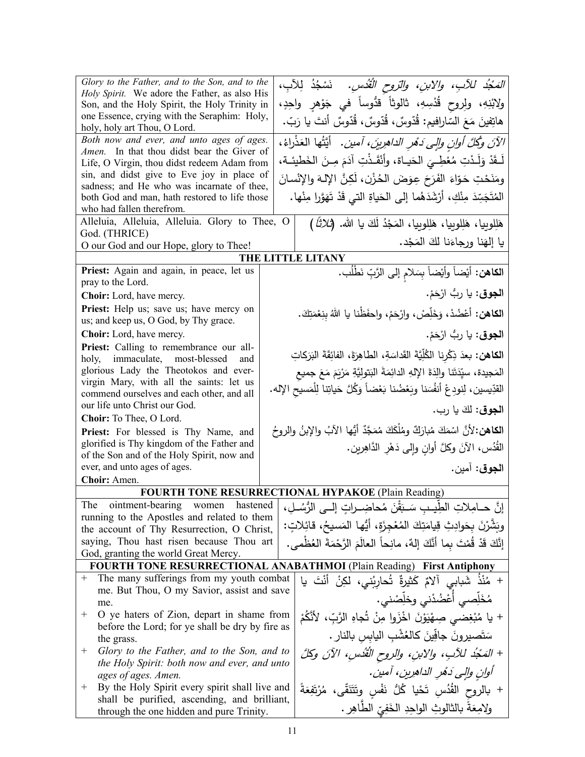| | |
|---|---|
| *Glory to the Father, and to the Son, and to the Holy Spirit.* We adore the Father, as also His Son, and the Holy Spirit, the Holy Trinity in one Essence, crying with the Seraphim: Holy, holy, holy art Thou, O Lord. | *المَجْدُ للآبِ، والابنِ، والرّوحِ القُدُسِ.* نَسْجُدُ لِلآبِ، ولابْنِهِ، ولِروحِ قُدْسِهِ، ثالوثاً قدُّوساً في جَوْهرٍ واحِدٍ، هاتِفينَ مَعَ السّارافيم: قُدّوسٌ، قُدّوسٌ، قُدّوسٌ أنتَ يا رَبّ. |
| *Both now and ever, and unto ages of ages. Amen.* In that thou didst bear the Giver of Life, O Virgin, thou didst redeem Adam from sin, and didst give to Eve joy in place of sadness; and He who was incarnate of thee, both God and man, hath restored to life those who had fallen therefrom. | *الآنَ وكُلَّ أوانٍ وإلى دَهْرِ الداهرينَ، آمين.* أيَّتُها العَذْراءُ، لَـقَدْ وَلَـدْتِ مُعْطِـيَ الحَيـاة، وأنْقَـذْتِ آدَمَ مِـنَ الخَطيئـة، ومَنَحْتِ حَوّاءَ الفَرَحَ عِوَضَ الحُزْن، لَكِنَّ الإلـهَ والإنْسانَ المُتَجَسِّدَ مِنْكِ، أرْشَدَهُما إلى الحَياةِ التي قَدْ تَهَوَّرا مِنْها. |
| Alleluia, Alleluia, Alleluia. Glory to Thee, O God. (THRICE)<br>O our God and our Hope, glory to Thee! | هَلِلويا، هَلِلويا، هَلِلويا، المَجْدُ لَكَ يا الله. *(ثلاثاً)*<br>يا إلهَنا ورجاءَنا لكَ المَجْد. |

## THE LITTLE LITANY

| | |
|---|---|
| **Priest:** Again and again, in peace, let us pray to the Lord. | **الكاهن:** أيْضاً وأيْضاً بِسَلامٍ إلى الرَّبِّ نَطْلُب. |
| **Choir:** Lord, have mercy. | **الجوق:** يا ربُّ ارْحَمْ. |
| **Priest:** Help us; save us; have mercy on us; and keep us, O God, by Thy grace. | **الكاهن:** أعْضُدْ، وَخَلِّصْ، وارْحَمْ، واحفَظْنا يا اللهُ بِنِعْمَتِكَ. |
| **Choir:** Lord, have mercy. | **الجوق:** يا ربُّ ارْحَمْ. |
| **Priest:** Calling to remembrance our all-holy, immaculate, most-blessed and glorious Lady the Theotokos and ever-virgin Mary, with all the saints: let us commend ourselves and each other, and all our life unto Christ our God. | **الكاهن:** بعدَ ذِكْرِنا الكُلِّيَّةَ القَداسَةِ، الطاهِرَةَ، الفائِقَةَ البَرَكاتِ المَجيدة، سيِّدَتَنا والِدَةَ الإلهِ الدائِمَةَ البَتوليَّةِ مَرْيَمَ مَعَ جميعِ القدِّيسين، لِنودِعْ أنفُسَنا وبَعْضُنا بَعْضاً وَكُلَّ حَياتِنا لِلْمَسيحِ الإله. |
| **Choir:** To Thee, O Lord. | **الجوق:** لكَ يا رب. |
| **Priest:** For blessed is Thy Name, and glorified is Thy kingdom of the Father and of the Son and of the Holy Spirit, now and ever, and unto ages of ages. | **الكاهن:** لأنَّ اسْمَكَ مُبارَكٌ ومُلْكَكَ مُمَجَّدٌ أيُّها الآبُ والإبنُ والروحُ القُدُس، الآنَ وكلَّ أوانٍ وإلى دَهْرِ الدَّاهِرين. |
| **Choir:** Amen. | **الجوق:** آمين. |

## FOURTH TONE RESURRECTIONAL HYPAKOE (Plain Reading)

| | |
|---|---|
| The ointment-bearing women hastened running to the Apostles and related to them the account of Thy Resurrection, O Christ, saying, Thou hast risen because Thou art God, granting the world Great Mercy. | إنَّ حـامِلاتِ الطِّيـبِ سَـبَقْنَ مُحاضِـراتٍ إلـى الرُّسُـلِ، وبَشَّرْنَ بِحَوادِثِ قِيامَتِكَ المُعْجِزَةِ، أيُّها المَسيحُ، قائِلاتٍ: إنَّكَ قَدْ قُمْتَ بِما أنَّكَ إلهٌ، مانِحاً العالَمَ الرَّحْمَةَ العُظْمى. |

## FOURTH TONE RESURRECTIONAL ANABATHMOI (Plain Reading) First Antiphony

| | |
|---|---|
| + The many sufferings from my youth combat me. But Thou, O my Savior, assist and save me. | + مُنْذُ شَبابي آلامٌ كَثيرةٌ تُحارِبُني، لكِنْ أنْتَ يا مُخَلِّصي أُعْضُدْني وخلِّصْني. |
| + O ye haters of Zion, depart in shame from before the Lord; for ye shall be dry by fire as the grass. | + يا مُبْغِضي صِهْيَوْنَ اخْزَوا مِنْ تُجاهِ الرَّبِّ، لأنَّكُمْ سَتَصيرونَ جافِّينَ كالعُشْبِ اليابِسِ بالنار. |
| + *Glory to the Father, and to the Son, and to the Holy Spirit: both now and ever, and unto ages of ages. Amen.* | + *المَجْدُ للآبِ، والابنِ، والروحِ القُدُسِ، الآنَ وكلَّ أوانٍ وإلى دَهْرِ الداهرين، آمين.* |
| + By the Holy Spirit every spirit shall live and shall be purified, ascending, and brilliant, through the one hidden and pure Trinity. | + بالروحِ القُدُسِ تَحْيا كُلُّ نَفْسٍ وتَتَنَقّى، مُرْتَفِعَةً ولامِعَةً بالثالوثِ الواحِدِ الخَفِيِّ الطّاهِر. |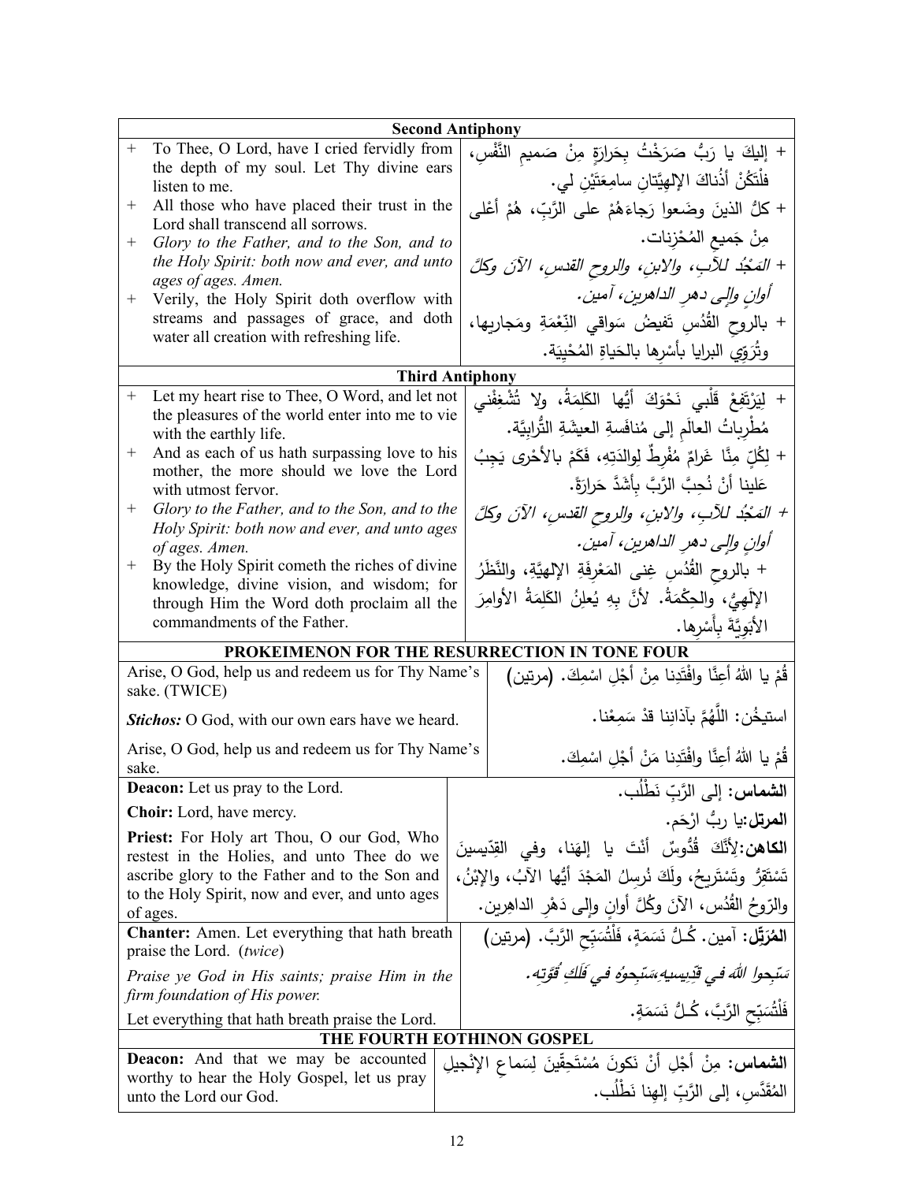| Second Antiphony | |
|---|---|
| + To Thee, O Lord, have I cried fervidly from the depth of my soul. Let Thy divine ears listen to me. | + إليكَ يا رَبُّ صَرَخْتُ بِحَرارَةٍ مِنْ صَميمِ النَّفْسِ، فلْتَكُنْ أُذُناكَ الإلهيَّتانِ سامِعَتَيْنِ لي. |
| + All those who have placed their trust in the Lord shall transcend all sorrows. | + كلُّ الذينَ وضَعوا رَجاءَهُمْ على الرَّبِّ، هُمْ أعْلى مِنْ جَميعِ المُحْزِنات. |
| + *Glory to the Father, and to the Son, and to the Holy Spirit: both now and ever, and unto ages of ages. Amen.* | + *المَجْدُ للآبِ، والابنِ، والروحِ القدسِ، الآنَ وكلَّ أوانٍ وإلى دهرِ الداهرين، آمين.* |
| + Verily, the Holy Spirit doth overflow with streams and passages of grace, and doth water all creation with refreshing life. | + بالروحِ القُدُسِ تَفيضُ سَواقي النِّعْمَةِ ومَجاريها، وتُرَوِّي البرايا بأسْرِها بالحَياةِ المُحْيِيَة. |

| Third Antiphony | |
|---|---|
| + Let my heart rise to Thee, O Word, and let not the pleasures of the world enter into me to vie with the earthly life. | + لِيَرْتَفِعْ قَلْبي نَحْوَكَ أيُّها الكَلِمَةُ، ولا تُشْغِفْني مُطْرِباتُ العالَمِ إلى مُنافَسةِ العيشَةِ التُّرابيَّة. |
| + And as each of us hath surpassing love to his mother, the more should we love the Lord with utmost fervor. | + لِكُلٍّ مِنَّا غَرامٌ مُفْرِطٌ لِوالدَتِهِ، فَكَمْ بالأحْرى يَجِبُ عَلينا أنْ نُحِبَّ الرَّبَّ بِأشَدَّ حَرارَةً. |
| + *Glory to the Father, and to the Son, and to the Holy Spirit: both now and ever, and unto ages of ages. Amen.* | + *المَجْدُ للآبِ، والابنِ، والروحِ القدسِ، الآنَ وكلَّ أوانٍ وإلى دهرِ الداهرين، آمين.* |
| + By the Holy Spirit cometh the riches of divine knowledge, divine vision, and wisdom; for through Him the Word doth proclaim all the commandments of the Father. | + بالروحِ القُدُسِ غِنى المَعْرِفَةِ الإلهيَّةِ، والنَّظَرُ الإلَهِيُّ، والحِكْمَةُ. لأنَّ بِهِ يُعلِنُ الكَلِمَةُ الأوامِرَ الأبَويَّةَ بِأَسْرِها. |

| PROKEIMENON FOR THE RESURRECTION IN TONE FOUR | |
|---|---|
| Arise, O God, help us and redeem us for Thy Name's sake. (TWICE) | قُمْ يا اللهُ أعِنَّا وافْتَدِنا مِنْ أجْلِ اسْمِكَ. (مرتين) |
| ***Stichos:*** O God, with our own ears have we heard. | استيخُن: اللَّهُمَّ بآذانِنا قدْ سَمِعْنا. |
| Arise, O God, help us and redeem us for Thy Name's sake. | قُمْ يا اللهُ أعِنَّا وافْتَدِنا مَنْ أجْلِ اسْمِكَ. |
| **Deacon:** Let us pray to the Lord. | **الشماس:** إلى الرَّبِّ نَطْلُب. |
| **Choir:** Lord, have mercy. | **المرتل:**يا ربُّ ارْحَم. |
| **Priest:** For Holy art Thou, O our God, Who restest in the Holies, and unto Thee do we ascribe glory to the Father and to the Son and to the Holy Spirit, now and ever, and unto ages of ages. | **الكاهن:**لِأَنَّكَ قُدُّوسٌ أنْتَ يا إلهَنا، وفي القِدّيسينَ تَسْتَقِرُّ وتَسْتَريحُ، ولَكَ نُرسِلُ المَجْدَ أيُّها الآبُ، والإبْنُ، والرّوحُ القُدُس، الآنَ وكُلَّ أوانٍ وإلى دَهْرِ الداهِرين. |
| **Chanter:** Amen. Let everything that hath breath praise the Lord. (*twice*) | **المُرَتِّل:** آمين. كُـلُّ نَسَمَةٍ، فَلْتُسَبِّحِ الرَّبَّ. (مرتين) |
| *Praise ye God in His saints; praise Him in the firm foundation of His power.* | *سَبِّحوا اللهَ في قدِّيسيهِ،سَبِّحوهُ في فَلَكِ قُوَّتِه.* |
| Let everything that hath breath praise the Lord. | فَلْتُسَبِّحِ الرَّبَّ، كُـلُّ نَسَمَةٍ. |

| THE FOURTH EOTHINON GOSPEL | |
|---|---|
| **Deacon:** And that we may be accounted worthy to hear the Holy Gospel, let us pray unto the Lord our God. | **الشماس:** مِنْ أجْلِ أنْ نَكونَ مُسْتَحِقّينَ لِسَماعِ الإنْجيلِ المُقَدَّسِ، إلى الرَّبِّ إلهِنا نَطْلُب. |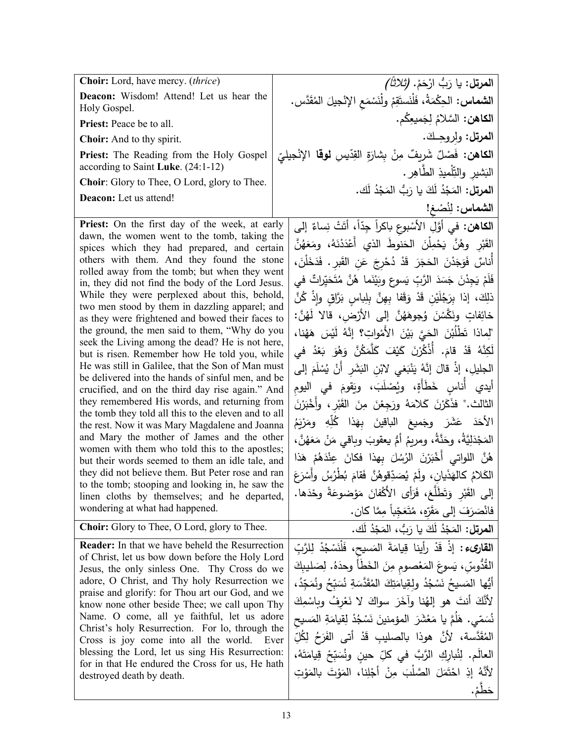| | |
|---|---|
| **Choir:** Lord, have mercy. (*thrice*)<br>**Deacon:** Wisdom! Attend! Let us hear the Holy Gospel.<br>**Priest:** Peace be to all.<br>**Choir:** And to thy spirit.<br>**Priest:** The Reading from the Holy Gospel according to Saint **Luke**. (24:1-12)<br>**Choir**: Glory to Thee, O Lord, glory to Thee.<br>**Deacon:** Let us attend! | **المرتل:** يا رَبُّ ارْحَمْ. *(ثلاثاً)*<br>**الشماس:** الحِكْمَةُ، فَلْنَستَقِمْ ولْنَسْمَعِ الإِنْجيلَ المُقَدَّس.<br>**الكاهن:** السَّلامُ لِجَميعِكُم.<br>**المرتل:** ولِروحِـكَ.<br>**الكاهن:** فَصْلٌ شَريفٌ مِنْ بِشارَةِ القِدّيسِ **لوقا** الإِنْجيليِّ البَشيرِ والتِّلْميذِ الطَّاهِر.<br>**المرتل:** المَجْدُ لَكَ يا رَبُّ المَجْدُ لَك.<br>**الشماس:** لِنُصْغِ! |
| **Priest:** On the first day of the week, at early dawn, the women went to the tomb, taking the spices which they had prepared, and certain others with them. And they found the stone rolled away from the tomb; but when they went in, they did not find the body of the Lord Jesus. While they were perplexed about this, behold, two men stood by them in dazzling apparel; and as they were frightened and bowed their faces to the ground, the men said to them, "Why do you seek the Living among the dead? He is not here, but is risen. Remember how He told you, while He was still in Galilee, that the Son of Man must be delivered into the hands of sinful men, and be crucified, and on the third day rise again." And they remembered His words, and returning from the tomb they told all this to the eleven and to all the rest. Now it was Mary Magdalene and Joanna and Mary the mother of James and the other women with them who told this to the apostles; but their words seemed to them an idle tale, and they did not believe them. But Peter rose and ran to the tomb; stooping and looking in, he saw the linen cloths by themselves; and he departed, wondering at what had happened. | **الكاهن:** في أوَّلِ الأسْبوعِ باكراً جِدّاً، أتَتْ نِساءٌ إلى القَبْرِ وهُنَّ يَحْمِلْنَ الحَنوطَ الذي أَعْدَدْنَهُ، ومَعَهُنَّ أُناسٌ فَوَجَدْنَ الحَجَرَ قَدْ دُحْرِجَ عَنِ القَبرِ. فَدَخَلْنَ، فَلَمْ يَجِدْنَ جَسَدَ الرَّبِّ يَسوعَ وبَيْنَما هُنَّ مُتَحَيِّراتٌ في ذلِكَ، إذا بِرَجُلَيْنِ قَدْ وَقَفا بِهِنَّ بِلِباسٍ بَرَّاقٍ وإذْ كُنَّ خائِفاتٍ ونَكَّسْنَ وُجوهَهُنَّ إلى الأرْضِ، قالا لَهُنَّ: "لِماذا تَطْلُبْنَ الحَيَّ بَيْنَ الأَمْواتِ؟ إنَّهُ لَيْسَ هَهُنا، لَكِنَّهُ قَدْ قامَ. أُذْكُرْنَ كَيْفَ كَلَّمَكُنَّ وَهُوَ بَعْدُ في الجليلِ، إذْ قالَ إنَّهُ يَنْبَغي لابْنِ البَشَرِ أَنْ يُسْلَمَ إلى أيدي أُناسٍ خَطَأَةٍ، ويُصْلَبَ، ويَقومَ في اليومِ الثالث." فذَكَرْنَ كَلامَهُ ورَجِعْنَ مِنَ القَبْرِ، وأَخْبَرْنَ الأحَدَ عَشَرَ وجَميعَ الباقينَ بِهَذا كُلِّهِ ومَرْيَمُ المَجْدَلِيَّةُ، وحَنَّةُ، ومريمُ أمُّ يعقوبَ وباقي مَنْ مَعَهُنَّ، هُنَّ اللواتي أَخْبَرْنَ الرُسُلَ بهذا فكانَ عِنْدَهُمْ هَذا الكَلامُ كالهَذَيانِ، ولَمْ يُصَدِّقوهُنَّ فقامَ بُطْرُسُ وأَسْرَعَ إلى القَبْرِ وَتَطَلَّعَ، فَرَأى الأَكْفانَ مَوْضوعَةً وحْدَها. فانْصَرَفَ إلى مَقَرِّهِ، مُتَعَجِّباً مِمَّا كان. |
| **Choir:** Glory to Thee, O Lord, glory to Thee. | **المرتل:** المَجْدُ لَكَ يا رَبُّ، المَجْدُ لَك. |
| **Reader:** In that we have beheld the Resurrection of Christ, let us bow down before the Holy Lord Jesus, the only sinless One. Thy Cross do we adore, O Christ, and Thy holy Resurrection we praise and glorify: for Thou art our God, and we know none other beside Thee; we call upon Thy Name. O come, all ye faithful, let us adore Christ's holy Resurrection. For lo, through the Cross is joy come into all the world. Ever blessing the Lord, let us sing His Resurrection: for in that He endured the Cross for us, He hath destroyed death by death. | **القارىء:** إذْ قَدْ رأينا قِيامَةَ المَسيحِ، فَلْنَسْجُدْ لِلرَّبِّ القُدُّوسِ، يَسوعَ المَعْصومِ مِنَ الخَطَأِ وحدَهُ. لِصَليبِكَ أيُّها المَسيحُ نَسْجُدُ ولِقِيامَتِكَ المُقَدَّسَةِ نُسَبِّحُ ونُمَجِّدُ، لأَنَّكَ أنتَ هو إلهُنا وآخَرَ سواكَ لا نَعْرِفُ وباسْمِكَ نُسَمّي. هَلُمَّ يا مَعْشَرَ المؤمنينَ نَسْجُدْ لِقيامَةِ المَسيحِ المُقَدَّسة، لأنَّ هوذا بالصليبِ قَدْ أتى الفَرَحُ لِكُلِّ العالَم. لِنُبارِكِ الرَّبَّ في كلِّ حينٍ ونُسَبِّحْ قِيامَتَهُ، لأَنَّهُ إذِ احْتَمَلَ الصَّلْبَ مِنْ أَجْلِنا، المَوْتَ بالمَوْتِ حَطَّمْ. |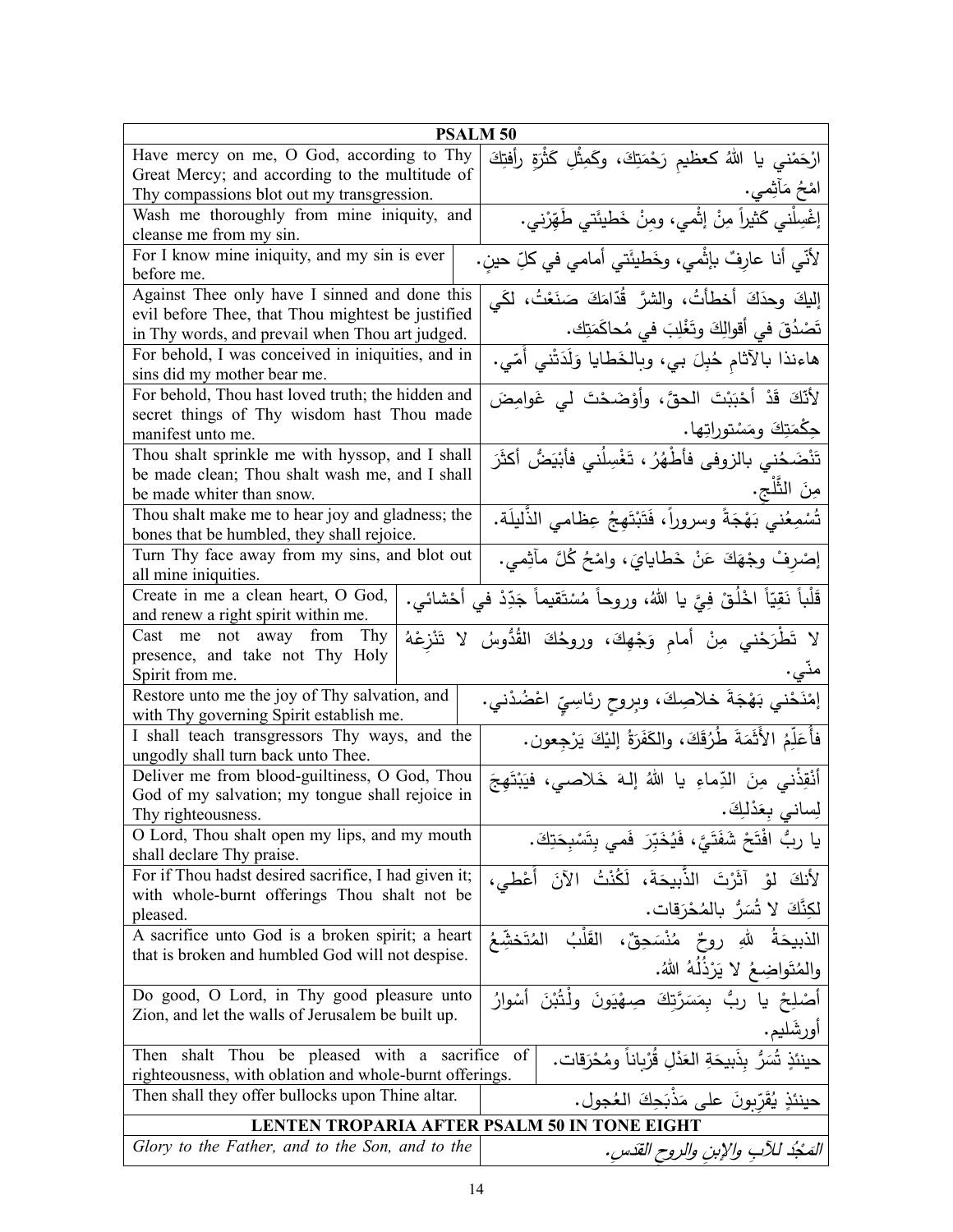| PSALM 50 | |
|---|---|
| Have mercy on me, O God, according to Thy Great Mercy; and according to the multitude of Thy compassions blot out my transgression. | ارْحَمْني يا اللهُ كعظيمِ رَحْمَتِكَ، وكَمِثْلِ كَثْرَةِ رأفتِكَ امْحُ مَآثِمي. |
| Wash me thoroughly from mine iniquity, and cleanse me from my sin. | إغْسِلْني كَثيراً مِنْ إثْمي، ومِنْ خَطيئَتي طَهِّرْني. |
| For I know mine iniquity, and my sin is ever before me. | لأنّي أنا عارِفٌ بإثْمي، وخَطيئَتي أمامي في كلِّ حينٍ. |
| Against Thee only have I sinned and done this evil before Thee, that Thou mightest be justified in Thy words, and prevail when Thou art judged. | إليكَ وحدَكَ أخطأتُ، والشرَّ قُدّامَكَ صَنَعْتُ، لكَي تَصْدُقَ في أقوالِكَ وتَغْلِبَ في مُحاكَمَتِك. |
| For behold, I was conceived in iniquities, and in sins did my mother bear me. | هاءنذا بالآثامِ حُبِلَ بي، وبالخَطايا وَلَدَتْني أمّي. |
| For behold, Thou hast loved truth; the hidden and secret things of Thy wisdom hast Thou made manifest unto me. | لأنّكَ قَدْ أحْبَبْتَ الحقَّ، وأوْضَحْتَ لي غَوامِضَ حِكْمَتِكَ ومَسْتوراتِها. |
| Thou shalt sprinkle me with hyssop, and I shall be made clean; Thou shalt wash me, and I shall be made whiter than snow. | تَنْضَحُني بالزوفى فأطْهُرُ، تَغْسِلُني فأبْيَضُّ أكثَرَ مِنَ الثَّلْجِ. |
| Thou shalt make me to hear joy and gladness; the bones that be humbled, they shall rejoice. | تُسْمِعُني بَهْجَةً وسروراً، فَتَبْتَهِجُ عِظامي الذَّليلَة. |
| Turn Thy face away from my sins, and blot out all mine iniquities. | إصْرِفْ وجْهَكَ عَنْ خَطايايَ، وامْحُ كُلَّ مآثِمي. |
| Create in me a clean heart, O God, and renew a right spirit within me. | قَلْباً نَقِيّاً اخْلُقْ فِيَّ يا اللهُ، وروحاً مُسْتَقيماً جَدِّدْ في أحْشائي. |
| Cast me not away from Thy presence, and take not Thy Holy Spirit from me. | لا تَطْرَحْني مِنْ أمامِ وَجْهِكَ، وروحُكَ القُدُوسُ لا تَنْزِعْهُ منّي. |
| Restore unto me the joy of Thy salvation, and with Thy governing Spirit establish me. | إمْنَحْني بَهْجَةَ خلاصِكَ، وبِروحٍ رِئاسِيٍّ اعْضُدْني. |
| I shall teach transgressors Thy ways, and the ungodly shall turn back unto Thee. | فأُعَلِّمُ الأَثَمَةَ طُرُقَكَ، والكَفَرَةُ إليْكَ يَرْجِعون. |
| Deliver me from blood-guiltiness, O God, Thou God of my salvation; my tongue shall rejoice in Thy righteousness. | أنْقِذْني مِنَ الدِّماءِ يا اللهُ إلهَ خَلاصي، فيَبْتَهِجَ لِساني بِعَدْلِكَ. |
| O Lord, Thou shalt open my lips, and my mouth shall declare Thy praise. | يا ربُّ افْتَحْ شَفَتَيَّ، فَيُخَبِّرَ فَمي بِتَسْبِحَتِكَ. |
| For if Thou hadst desired sacrifice, I had given it; with whole-burnt offerings Thou shalt not be pleased. | لأنكَ لوْ آثَرْتَ الذَّبيحَةَ، لَكُنْتُ الآنَ أَعْطي، لكِنَّكَ لا تُسَرُّ بالمُحْرَقات. |
| A sacrifice unto God is a broken spirit; a heart that is broken and humbled God will not despise. | الذبيحَةُ للهِ روحٌ مُنْسَحِقٌ، القَلْبُ المُتَخَشِّعُ والمُتَواضِعُ لا يَرْذُلُهُ اللهُ. |
| Do good, O Lord, in Thy good pleasure unto Zion, and let the walls of Jerusalem be built up. | أَصْلِحْ يا ربُّ بِمَسَرَّتِكَ صِهْيَونَ ولْتُبْنَ أسْوارُ أورشَليم. |
| Then shalt Thou be pleased with a sacrifice of righteousness, with oblation and whole-burnt offerings. | حينئذٍ تُسَرُّ بِذَبيحَةِ العَدْلِ قُرْباناً ومُحْرَقات. |
| Then shall they offer bullocks upon Thine altar. | حينئذٍ يُقَرِّبونَ على مَذْبَحِكَ العُجول. |
| **LENTEN TROPARIA AFTER PSALM 50 IN TONE EIGHT** | |
| *Glory to the Father, and to the Son, and to the* | *المَجْدُ للآبِ والإبنِ والروحِ القدسِ.* |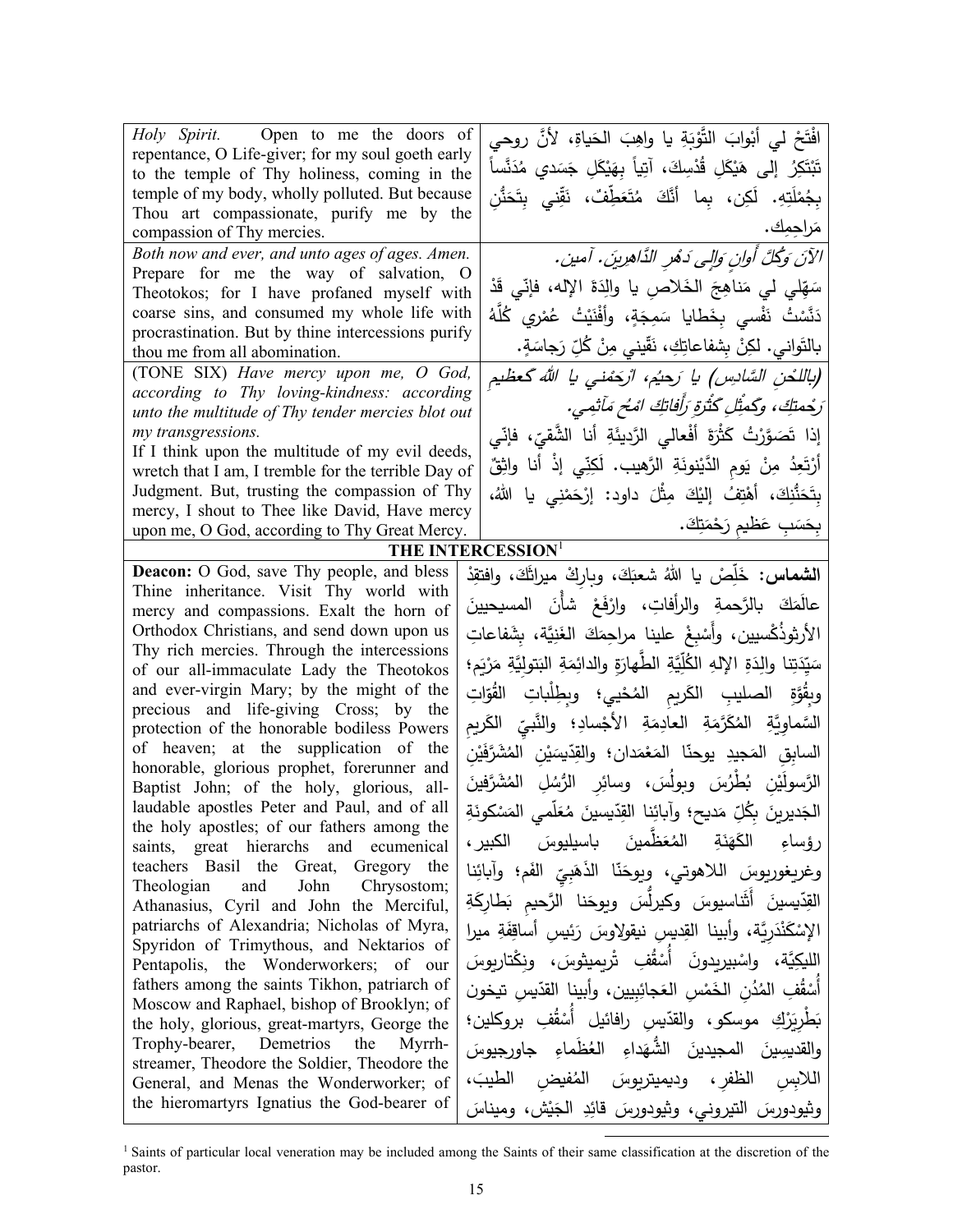| | |
|---|---|
| *Holy Spirit.* Open to me the doors of repentance, O Life-giver; for my soul goeth early to the temple of Thy holiness, coming in the temple of my body, wholly polluted. But because Thou art compassionate, purify me by the compassion of Thy mercies. | افْتَحْ لي أبْوابَ التَّوْبَةِ يا واهِبَ الحَياةِ، لأنَّ روحي تَبْتَكِرُ إلى هَيْكَلِ قُدْسِكَ، آتِياً بِهَيْكَلِ جَسَدي مُدَنَّساً بِجُمْلَتِهِ. لَكِن، بِما أنَّكَ مُتَعَطِّفٌ، نَقِّني بِتَحَنُّنِ مَراحِمِك. |
| *Both now and ever, and unto ages of ages. Amen.* Prepare for me the way of salvation, O Theotokos; for I have profaned myself with coarse sins, and consumed my whole life with procrastination. But by thine intercessions purify thou me from all abomination. | *الآنَ وَكُلَّ أوانٍ وَإلى دَهْرِ الدَّاهِرينَ. آمين.* سَهِّلي لي مَناهِجَ الخَلاصِ يا والِدَةَ الإلهِ، فإنّي قَدْ دَنَّسْتُ نَفْسي بِخَطايا سَمِجَةٍ، وأفْنَيْتُ عُمْري كُلَّهُ بالتَواني. لكِنْ بِشفاعاتِكِ، نَقّيني مِنْ كُلِّ رَجاسَةٍ. |
| (TONE SIX) *Have mercy upon me, O God, according to Thy loving-kindness: according unto the multitude of Thy tender mercies blot out my transgressions.* If I think upon the multitude of my evil deeds, wretch that I am, I tremble for the terrible Day of Judgment. But, trusting the compassion of Thy mercy, I shout to Thee like David, Have mercy upon me, O God, according to Thy Great Mercy. | *(باللَّحْنِ السَّادِسِ) يا رَحِيمُ، ارْحَمْني يا اللهُ كَعظيمِ رَحْمَتِكَ، وكَمِثْلِ كَثْرَةِ رَأَفاتِكَ امْحُ مَآثِمي.* إذا تَصَوَّرْتُ كَثْرَةَ أفْعالي الرَّديئَةِ أنا الشَّقِيّ، فإنّي أرْتَعِدُ مِنْ يَومِ الدَّيْنونَةِ الرَّهيب. لَكِنّي إذْ أنا واثِقٌ بِتَحَنُّنِكَ، أهْتِفُ إلَيْكَ مِثْلَ داود: إرْحَمْني يا اللهُ، بِحَسَبِ عَظيمِ رَحْمَتِكَ. |

## THE INTERCESSION[1]

| | |
|---|---|
| **Deacon:** O God, save Thy people, and bless Thine inheritance. Visit Thy world with mercy and compassions. Exalt the horn of Orthodox Christians, and send down upon us Thy rich mercies. Through the intercessions of our all-immaculate Lady the Theotokos and ever-virgin Mary; by the might of the precious and life-giving Cross; by the protection of the honorable bodiless Powers of heaven; at the supplication of the honorable, glorious prophet, forerunner and Baptist John; of the holy, glorious, all-laudable apostles Peter and Paul, and of all the holy apostles; of our fathers among the saints, great hierarchs and ecumenical teachers Basil the Great, Gregory the Theologian and John Chrysostom; Athanasius, Cyril and John the Merciful, patriarchs of Alexandria; Nicholas of Myra, Spyridon of Trimythous, and Nektarios of Pentapolis, the Wonderworkers; of our fathers among the saints Tikhon, patriarch of Moscow and Raphael, bishop of Brooklyn; of the holy, glorious, great-martyrs, George the Trophy-bearer, Demetrios the Myrrh-streamer, Theodore the Soldier, Theodore the General, and Menas the Wonderworker; of the hieromartyrs Ignatius the God-bearer of | **الشماس:** خَلِّصْ يا اللهُ شعبَكَ، وبارِكْ ميراثَكَ، وافتقِدْ عالَمَكَ بالرَّحمةِ والرأفاتِ، وارْفَعْ شأنَ المسيحيينَ الأرثوذُكْسيين، وأسْبِغْ علينا مراحِمَكَ الغَنِيَّة، بِشَفاعاتِ سَيِّدَتِنا والِدَةِ الإلهِ الكُلِّيَّةِ الطَّهارَةِ والدائِمَةِ البَتولِيَّةِ مَرْيَم؛ وبِقُوَّةِ الصليبِ الكَريمِ المُحْيي؛ وبِطِلْباتِ القُوّاتِ السَّماوِيَّةِ المُكَرَّمَةِ العادِمَةِ الأجْسادِ؛ والنَّبِيِّ الكَريمِ السابِقِ المَجيدِ يوحنّا المَعْمَدان؛ والقِدّيسَيْنِ المُشَرَّفَيْنِ الرَّسولَيْنِ بُطْرُسَ وبولُسَ، وسائِرِ الرُّسُلِ المُشَرَّفينَ الجَديرينَ بِكُلِّ مَديح؛ وآبائِنا القِدّيسينَ مُعَلّمي المَسْكونَةِ رؤساءِ الكَهَنَةِ المُعَظَّمينَ باسيليوسَ الكبير، وغريغوريوسَ اللاهوتي، ويوحَنّا الذَهَبِيِّ الفَم؛ وآبائِنا القِدّيسينَ أثَناسيوسَ وكيرلُّسَ ويوحَنا الرَّحيمِ بَطارِكَةِ الإسْكَنْدَرِيَّة، وأبينا القِديسِ نيقولاوسَ رَئِيسِ أساقِفَةِ ميرا الليكِيَّة، واسْبيريدونَ أُسْقُفِ تْريميثوسَ، ونِكْتاريوسَ أُسْقُفِ المُدُنِ الخَمْسِ العَجائِبِيين، وأبينا القدّيسِ تيخون بَطْرِيَرْكِ موسكو، والقدّيسِ رافائيل أُسْقُفِ بروكلين؛ والقديسينَ المجيدينَ الشُّهَداءِ العُظَماءِ جاورجيوسَ اللابِسِ الظفرِ، وديميتريوسَ المُفيضِ الطيبَ، وثيودورسَ التيروني، وثيودورسَ قائِدِ الجَيْشِ، وميناسَ |

[1] Saints of particular local veneration may be included among the Saints of their same classification at the discretion of the pastor.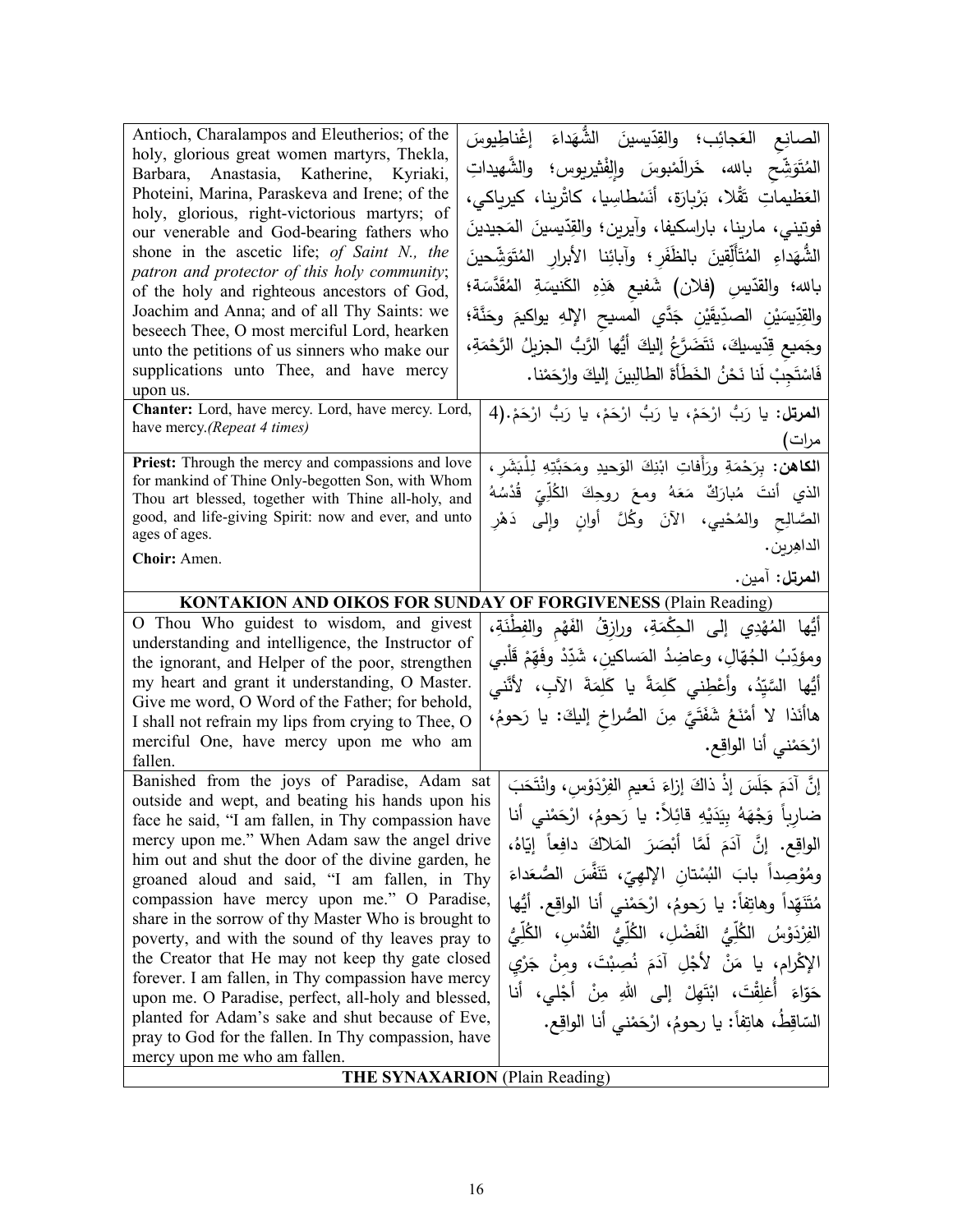| | |
|---|---|
| Antioch, Charalampos and Eleutherios; of the holy, glorious great women martyrs, Thekla, Barbara, Anastasia, Katherine, Kyriaki, Photeini, Marina, Paraskeva and Irene; of the holy, glorious, right-victorious martyrs; of our venerable and God-bearing fathers who shone in the ascetic life; *of Saint N., the patron and protector of this holy community*; of the holy and righteous ancestors of God, Joachim and Anna; and of all Thy Saints: we beseech Thee, O most merciful Lord, hearken unto the petitions of us sinners who make our supplications unto Thee, and have mercy upon us. | الصانِعِ العَجائِب؛ والقِدّيسينَ الشُّهَداءَ إغْناطِيوسَ المُتَوَشِّح بالله، خَرالَمْبوسَ والِفْثيريوس؛ والشَّهيداتِ العَظيماتِ تَقْلا، بَرْبارَة، أنَسْطاسِيا، كاثْرينا، كيرياكي، فوتيني، مارينا، باراسكيفا، وآيرين؛ والقِدّيسينَ المَجيدينَ الشُّهَداءِ المُتَأَلِّقينَ بالظَفَرِ؛ وآبائِنا الأبرارِ المُتَوَشِّحينَ بالله؛ والقدّيسِ (فلان) شَفيعِ هَذِهِ الكَنيسَةِ المُقَدَّسَة؛ والقِدّيسَيْنِ الصدِّيقَيْنِ جَدَّي المسيحِ الإلهِ يواكيمَ وحَنَّةَ؛ وجَميعِ قِدّيسيكَ، نَتَضَرَّعُ إليكَ أيُّها الرَّبُّ الجزيلُ الرَّحْمَةِ، فَاسْتَجِبْ لَنا نَحْنُ الخَطَأَةَ الطالِبِينَ إليكَ وارْحَمْنا. |
| **Chanter:** Lord, have mercy. Lord, have mercy. Lord, have mercy.*(Repeat 4 times)* | **المرتل:** يا رَبُّ ارْحَمْ، يا رَبُّ ارْحَمْ، يا رَبُّ ارْحَمْ.(4 مرات) |
| **Priest:** Through the mercy and compassions and love for mankind of Thine Only-begotten Son, with Whom Thou art blessed, together with Thine all-holy, and good, and life-giving Spirit: now and ever, and unto ages of ages.<br>**Choir:** Amen. | **الكاهن:** بِرَحْمَةِ ورَأفاتِ ابْنِكَ الوَحيدِ ومَحَبَّتِهِ لِلْبَشَر، الذي أنتَ مُبارَكٌ مَعَهُ ومعَ روحِكَ الكُلِّيِّ قُدْسُهُ الصَّالِحِ والمُحْيي، الآنَ وكُلَّ أوانٍ وإلى دَهْرِ الداهِرين.<br>**المرتل:** آمين. |

**KONTAKION AND OIKOS FOR SUNDAY OF FORGIVENESS** (Plain Reading)

| | |
|---|---|
| O Thou Who guidest to wisdom, and givest understanding and intelligence, the Instructor of the ignorant, and Helper of the poor, strengthen my heart and grant it understanding, O Master. Give me word, O Word of the Father; for behold, I shall not refrain my lips from crying to Thee, O merciful One, have mercy upon me who am fallen. | أيُّها المُهْدِي إلى الحِكْمَةِ، ورازِقُ الفَهْمِ والفِطْنَةِ، ومؤدِّبُ الجُهّالِ، وعاضِدُ المَساكينِ، شَدِّدْ وفَهِّمْ قَلْبي أيُّها السَّيِّدُ، وأعْطِني كَلِمَةً يا كَلِمَةَ الآبِ، لأنَّني هاأنَذا لا أمْنَعُ شَفَتَيَّ مِنَ الصُّراخِ إليكَ: يا رَحومُ، ارْحَمْني أنا الواقِع. |
| Banished from the joys of Paradise, Adam sat outside and wept, and beating his hands upon his face he said, "I am fallen, in Thy compassion have mercy upon me." When Adam saw the angel drive him out and shut the door of the divine garden, he groaned aloud and said, "I am fallen, in Thy compassion have mercy upon me." O Paradise, share in the sorrow of thy Master Who is brought to poverty, and with the sound of thy leaves pray to the Creator that He may not keep thy gate closed forever. I am fallen, in Thy compassion have mercy upon me. O Paradise, perfect, all-holy and blessed, planted for Adam's sake and shut because of Eve, pray to God for the fallen. In Thy compassion, have mercy upon me who am fallen. | إنَّ آدَمَ جَلَسَ إذْ ذاكَ إزاءَ نَعيمِ الفِرْدَوْسِ، وانْتَحَبَ ضارِباً وَجْهَهُ بِيَدَيْهِ قائِلاً: يا رَحومُ، ارْحَمْني أنا الواقِع. إنَّ آدَمَ لَمَّا أبْصَرَ المَلاكَ دافِعاً إيّاهُ، ومُوْصِداً بابَ البُسْتانِ الإلهيّ، تَنَفَّسَ الصُّعَداءَ مُتَنَهِّداً وهاتِفاً: يا رَحومُ، ارْحَمْني أنا الواقِع. أيُّها الفِرْدَوْسُ الكُلِّيُّ الفَضْلِ، الكُلِّيُّ القُدْسِ، الكُلِّيُّ الإكْرامِ، يا مَنْ لأجْلِ آدَمَ نُصِبْتَ، ومِنْ جَرّي حَوّاءَ أُغلِقْتَ، ابْتَهِلْ إلى اللهِ مِنْ أجْلِي، أنا السّاقِطُ، هاتِفاً: يا رحومُ، ارْحَمْني أنا الواقع. |

**THE SYNAXARION** (Plain Reading)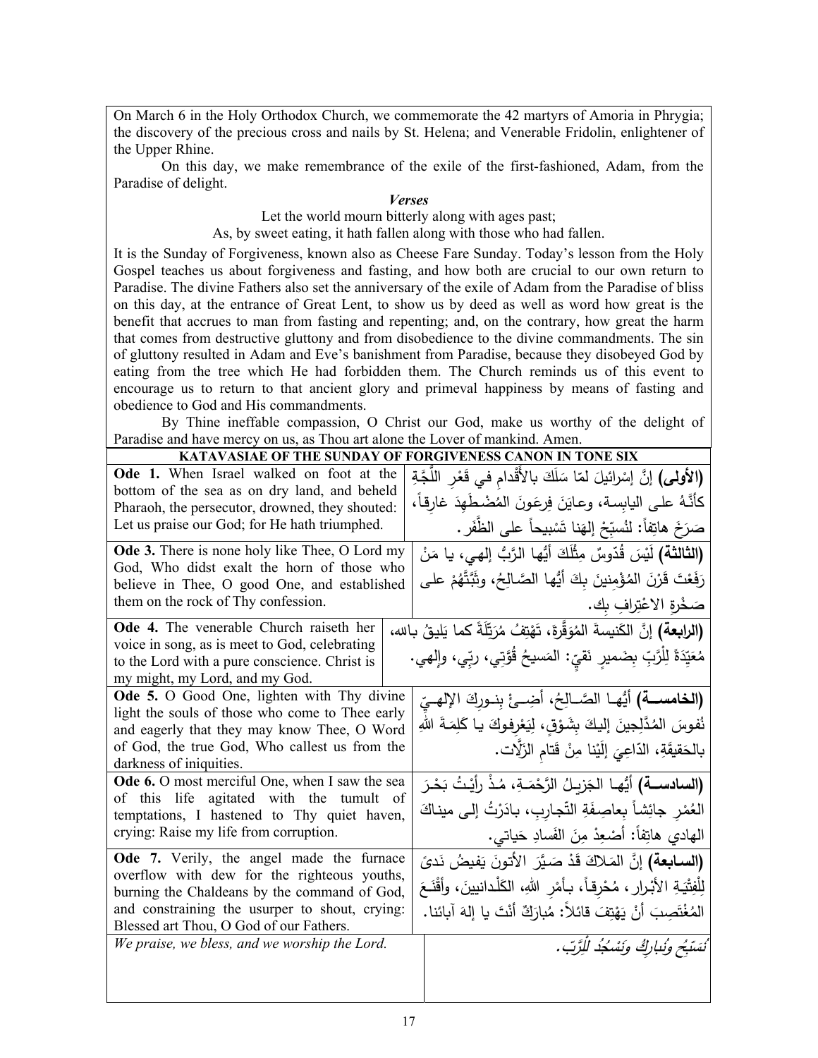On March 6 in the Holy Orthodox Church, we commemorate the 42 martyrs of Amoria in Phrygia; the discovery of the precious cross and nails by St. Helena; and Venerable Fridolin, enlightener of the Upper Rhine.

On this day, we make remembrance of the exile of the first-fashioned, Adam, from the Paradise of delight.

***Verses***

Let the world mourn bitterly along with ages past;
As, by sweet eating, it hath fallen along with those who had fallen.

It is the Sunday of Forgiveness, known also as Cheese Fare Sunday. Today's lesson from the Holy Gospel teaches us about forgiveness and fasting, and how both are crucial to our own return to Paradise. The divine Fathers also set the anniversary of the exile of Adam from the Paradise of bliss on this day, at the entrance of Great Lent, to show us by deed as well as word how great is the benefit that accrues to man from fasting and repenting; and, on the contrary, how great the harm that comes from destructive gluttony and from disobedience to the divine commandments. The sin of gluttony resulted in Adam and Eve's banishment from Paradise, because they disobeyed God by eating from the tree which He had forbidden them. The Church reminds us of this event to encourage us to return to that ancient glory and primeval happiness by means of fasting and obedience to God and His commandments.

By Thine ineffable compassion, O Christ our God, make us worthy of the delight of Paradise and have mercy on us, as Thou art alone the Lover of mankind. Amen.

| KATAVASIAE OF THE SUNDAY OF FORGIVENESS CANON IN TONE SIX | |
|---|---|
| **Ode 1.** When Israel walked on foot at the bottom of the sea as on dry land, and beheld Pharaoh, the persecutor, drowned, they shouted: Let us praise our God; for He hath triumphed. | **(الأولى)** إنَّ إسْرائيلَ لمّا سَلَكَ بالأَقْدامِ في قَعْرِ اللُّجَّةِ كأنَّهُ على اليابِسة، وعايَنَ فِرعَونَ المُضْطَهِدَ غارِقاً، صَرَخَ هاتِفاً: لنُسبِّحْ إلهَنا تَسْبيحاً على الظَّفَر. |
| **Ode 3.** There is none holy like Thee, O Lord my God, Who didst exalt the horn of those who believe in Thee, O good One, and established them on the rock of Thy confession. | **(الثالثة)** لَيْسَ قُدّوسٌ مِثْلَكَ أيُّها الرَّبُّ إلهي، يا مَنْ رَفَعْتَ قَرْنَ المُؤْمِنينَ بِكَ أيُّها الصَّالِحُ، وثَبَّتَّهُمْ على صَخْرةِ الاعْتِرافِ بِك. |
| **Ode 4.** The venerable Church raiseth her voice in song, as is meet to God, celebrating to the Lord with a pure conscience. Christ is my might, my Lord, and my God. | **(الرابعة)** إنَّ الكَنيسةَ المُوَقَّرةَ، تَهْتِفُ مُرَتِّلَةً كما يَليقُ بالله، مُعَيِّدَةً لِلْرَّبِّ بِضَميرٍ نَقيّ: المَسيحُ قُوَّتي، ربّي، وإلهي. |
| **Ode 5.** O Good One, lighten with Thy divine light the souls of those who come to Thee early and eagerly that they may know Thee, O Word of God, the true God, Who callest us from the darkness of iniquities. | **(الخامسة)** أيُّها الصَّالِحُ، أَضِئْ بِنورِكَ الإلهيّ نُفوسَ المُدَّلِجينَ إليكَ بِشَوْقٍ، لِيَعْرِفوكَ يا كَلِمَةَ اللهِ بالحَقيقَةِ، الدّاعِيَ إلَيْنا مِنْ قَتامِ الزَّلّات. |
| **Ode 6.** O most merciful One, when I saw the sea of this life agitated with the tumult of temptations, I hastened to Thy quiet haven, crying: Raise my life from corruption. | **(السادسة)** أيُّها الجَزيلُ الرَّحْمَةِ، مُذْ رأَيْتُ بَحْرَ العُمْرِ جائِشاً بِعاصِفَةِ التّجارِبِ، بادَرْتُ إلى ميناكَ الهادي هاتِفاً: أَصْعِدْ مِنَ الفَسادِ حَياتي. |
| **Ode 7.** Verily, the angel made the furnace overflow with dew for the righteous youths, burning the Chaldeans by the command of God, and constraining the usurper to shout, crying: Blessed art Thou, O God of our Fathers. | **(السابعة)** إنَّ المَلاكَ قَدْ صَيَّرَ الأتونَ يَفيضُ نَدىً لِلْفِتْيَةِ الأبْرار، مُحْرِقاً، بأَمْرِ اللهِ، الكَلْدانيينَ، وأَقْنَعَ المُغْتَصِبَ أنْ يَهْتِفَ قائلاً: مُبارَكٌ أنْتَ يا إلهَ آبائنا. |
| *We praise, we bless, and we worship the Lord.* | *نُسَبِّحُ ونُبارِكُ ونَسْجُدُ لِلْرَّبّ.* |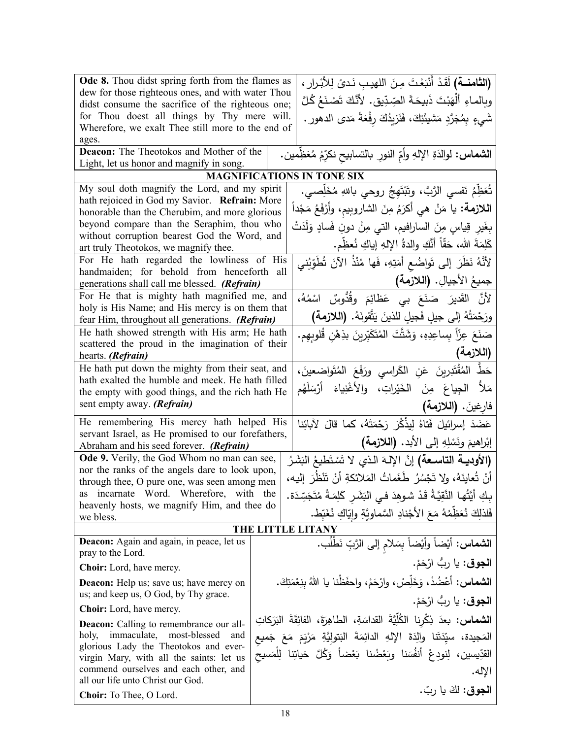| English | Arabic |
|---|---|
| **Ode 8.** Thou didst spring forth from the flames as dew for those righteous ones, and with water Thou didst consume the sacrifice of the righteous one; for Thou doest all things by Thy mere will. Wherefore, we exalt Thee still more to the end of ages. | **(الثامنــة)** لَقَدْ أَنْبَعْتَ مِنَ اللهيـبِ نَـدىً لِلأَبْرار، وبالمـاءِ أَلْهَبْتَ ذَبيحَـةَ الصِّـدّيق. لأَنَّكَ تَصْـنَعُ كُلَّ شَيءٍ بِمُجَرَّدِ مَشيئَتِكَ، فَنَزيدُكَ رِفْعَةً مَدى الدهور. |
| **Deacon:** The Theotokos and Mother of the Light, let us honor and magnify in song. | **الشماس:** لوالدَةِ الإلهِ وأمِّ النورِ بالتسابيح نكرِّمُ مُعَظِّمين. |

**MAGNIFICATIONS IN TONE SIX**

| English | Arabic |
|---|---|
| My soul doth magnify the Lord, and my spirit hath rejoiced in God my Savior. **Refrain:** More honorable than the Cherubim, and more glorious beyond compare than the Seraphim, thou who without corruption bearest God the Word, and art truly Theotokos, we magnify thee. | تُعَظِّمُ نَفسي الرَّبَّ، وتَبْتَهِجُ روحي باللهِ مُخَلِّصي. **اللازمة:** يا مَنْ هي أكرَمُ مِنَ الشاروبيم، وأرْفَعُ مَجْداً بِغَيرِ قِياسٍ مِنَ السارافيم، التي مِنْ دونِ فَسادٍ وَلَدَتْ كَلِمَةَ الله، حَقّاً أنَّكِ والدةُ الإلهِ إياكِ نُعظِّم. |
| For He hath regarded the lowliness of His handmaiden; for behold from henceforth all generations shall call me blessed. *(Refrain)* | لأنَّهُ نَظَرَ إلى تَواضُعِ أَمَتِهِ، فَها مُنْذُ الآنَ تُطَوِّبُني جميعُ الأجيالِ. **(اللازمة)** |
| For He that is mighty hath magnified me, and holy is His Name; and His mercy is on them that fear Him, throughout all generations. *(Refrain)* | لأنَّ القَديرَ صَنَعَ بي عَظائِمَ وقُدُّوسٌ اسْمُهُ، ورَحْمَتُهُ إلى جيلٍ فَجيلٍ للذينَ يَتَّقونَهُ. **(اللازمة)** |
| He hath showed strength with His arm; He hath scattered the proud in the imagination of their hearts. *(Refrain)* | صَنَعَ عِزّاً بِساعِدِهِ، وَشَتَّتَ المُتَكَبِّرينَ بذِهْنِ قُلوبِهِم. **(اللازمة)** |
| He hath put down the mighty from their seat, and hath exalted the humble and meek. He hath filled the empty with good things, and the rich hath He sent empty away. *(Refrain)* | حَطَّ المُقْتَدِرينَ عَنِ الكَراسي ورَفَعَ المُتَواضعينَ، مَلأَ الجِياعَ مِنَ الخَيْراتِ، والأغْنِياءَ أرْسَلَهُم فارِغينَ. **(اللازمة)** |
| He remembering His mercy hath helped His servant Israel, as He promised to our forefathers, Abraham and his seed forever. *(Refrain)* | عَضَدَ إسرائيلَ فَتاهُ لِيذْكُرَ رَحْمَتَهُ، كما قالَ لآبائِنا إبْراهيمَ ونَسْلِهِ إلى الأبد. **(اللازمة)** |
| **Ode 9.** Verily, the God Whom no man can see, nor the ranks of the angels dare to look upon, through thee, O pure one, was seen among men as incarnate Word. Wherefore, with the heavenly hosts, we magnify Him, and thee do we bless. | **(الأوديـة التاسـعة)** إنَّ الإلهَ الذي لا تَسْتَطيعُ البَشَرُ أنْ تُعايِنَهُ، ولا تَجْسُرُ طَغَماتُ المَلائكةِ أنْ تَنْظُرَ إليه، بِكِ أيَّتُها النَّقِيَّةُ قَدْ شوهِدَ في البَشَرِ كلِمَةً مُتَجَسِّدَة. فَلذلِكَ نُعَظِّمُهُ مَعَ الأجْنادِ السَّماوِيَّةِ وإيّاكِ نُغَبِّط. |

**THE LITTLE LITANY**

| English | Arabic |
|---|---|
| **Deacon:** Again and again, in peace, let us pray to the Lord. | **الشماس:** أيْضاً وأيْضاً بِسَلامٍ إلى الرَّبِّ نَطْلُب. |
| **Choir:** Lord, have mercy. | **الجوق:** يا ربُّ ارْحَمْ. |
| **Deacon:** Help us; save us; have mercy on us; and keep us, O God, by Thy grace. | **الشماس:** أعْضُدْ، وَخَلِّصْ، وارْحَمْ، واحفَظْنا يا اللهُ بِنِعْمَتِكَ. |
| **Choir:** Lord, have mercy. | **الجوق:** يا ربُّ ارْحَمْ. |
| **Deacon:** Calling to remembrance our all-holy, immaculate, most-blessed and glorious Lady the Theotokos and ever-virgin Mary, with all the saints: let us commend ourselves and each other, and all our life unto Christ our God. | **الشماس:** بعدَ ذِكْرِنا الكُلِّيَّةَ القداسَةِ، الطاهِرَةَ، الفائِقَةَ البَرَكاتِ المَجيدة، سيِّدَتَنا والِدَةَ الإلهِ الدائِمَةَ البَتوليَّةِ مَرْيَمَ مَعَ جَميعِ القدّيسين، لِنودِعْ أنفُسَنا وبَعْضُنا بَعْضاً وَكُلَّ حَياتِنا لِلْمَسيحِ الإله. |
| **Choir:** To Thee, O Lord. | **الجوق:** لكَ يا ربّ. |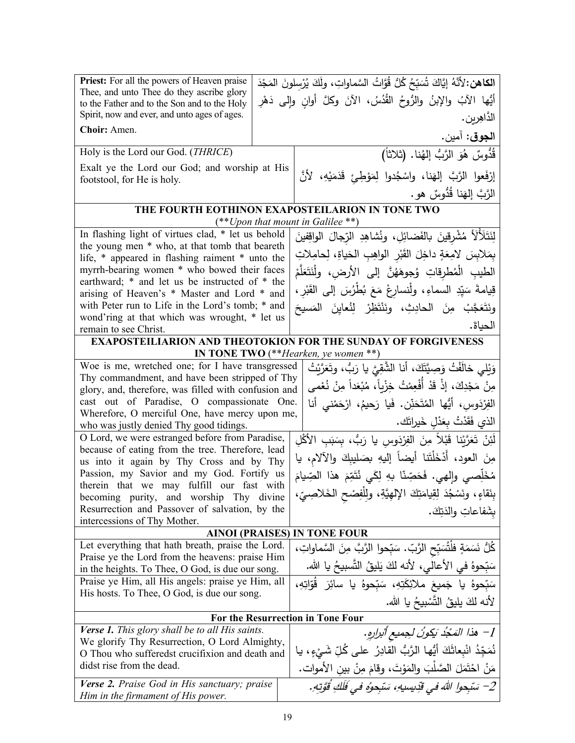| | |
|---|---|
| **Priest:** For all the powers of Heaven praise Thee, and unto Thee do they ascribe glory to the Father and to the Son and to the Holy Spirit, now and ever, and unto ages of ages. | **الكاهن:** لأنَّهُ إيَّاكَ تُسَبِّحُ كُلُّ قُوَّاتُ السَّماواتِ، ولَكَ يُرْسِلونَ المَجْدَ أيُّها الآبُ والإبنُ والرُّوحُ القُدُسُ، الآنَ وكلَّ أوانٍ وإلى دَهْرِ الدَّاهِرين. |
| **Choir:** Amen. | **الجوق:** آمين. |
| Holy is the Lord our God. (*THRICE*) | قُدُّوسٌ هُوَ الرَّبُّ إلهُنا. (ثلاثاً) |
| Exalt ye the Lord our God; and worship at His footstool, for He is holy. | إرْفَعوا الرَّبَّ إلهَنا، واسْجُدوا لِمَوْطِئِ قَدَمَيْهِ، لأنَّ الرَّبَّ إلهَنا قُدُّوسٌ هو. |

**THE FOURTH EOTHINON EXAPOSTEILARION IN TONE TWO**
(***Upon that mount in Galilee* **)

| | |
|---|---|
| In flashing light of virtues clad, * let us behold the young men * who, at that tomb that beareth life, * appeared in flashing raiment * unto the myrrh-bearing women * who bowed their faces earthward; * and let us be instructed of * the arising of Heaven's * Master and Lord * and with Peter run to Life in the Lord's tomb; * and wond'ring at that which was wrought, * let us remain to see Christ. | لِنَتَلَأْلَأْ مُشْرِقِينَ بالفَضائِلِ، ونُشاهِدِ الرِّجالَ الواقِفِينَ بِمَلابِسَ لامِعَةٍ داخِلَ القَبْرِ الواهِبِ الحَياةِ، لِحامِلاتِ الطيبِ الْمُطرِقاتِ وُجوهَهُنَّ إلى الأرضِ، ولْنَتَعَلَّمْ قِيامةَ سَيِّدِ السماءِ، ولْنسارِعْ مَعَ بُطْرُسَ إلى القَبْرِ، ونَتَعَجَّبْ مِنَ الحادِثِ، ونَنْتَظِرْ لِنُعايِنَ المَسيحَ الحياةَ. |

**EXAPOSTEILIARION AND THEOTOKION FOR THE SUNDAY OF FORGIVENESS IN TONE TWO** (***Hearken, ye women* **)

| | |
|---|---|
| Woe is me, wretched one; for I have transgressed Thy commandment, and have been stripped of Thy glory, and, therefore, was filled with confusion and cast out of Paradise, O compassionate One. Wherefore, O merciful One, have mercy upon me, who was justly denied Thy good tidings. | وَيْلي خالَفْتُ وَصِيَّتَكَ، أنا الشَّقِيَّ يا رَبُّ، وتَعَرَّيْتُ مِنْ مَجْدِكَ، إذْ قَدْ أُفْعِمْتُ خِزْياً، مُبْعَداً مِنْ نُعْمى الفِرْدَوسِ، أيُّها المُتَحَنِّن. فَيا رَحيمُ، ارْحَمْني أنا الذي فَقَدْتُ بِعَدْلٍ خَيراتَك. |
| O Lord, we were estranged before from Paradise, because of eating from the tree. Therefore, lead us into it again by Thy Cross and by Thy Passion, my Savior and my God. Fortify us therein that we may fulfill our fast with becoming purity, and worship Thy divine Resurrection and Passover of salvation, by the intercessions of Thy Mother. | لَئِنْ تَعَرَّيْنا قَبْلاً مِنَ الفِرْدَوسِ يا رَبُّ، بِسَبَبِ الأكْلِ مِنَ العود، أَدْخَلْتَنا أيضاً إليهِ بصَليبِكَ والآلامِ، يا مُخَلِّصي وإلهي. فَحَصِّنّا بهِ لِكَي نُتَمِّمَ هذا الصِّيامَ بِنَقاءٍ، ونَسْجُدَ لِقِيامَتِكَ الإلهِيَّةِ، ولِلْفِصْحِ الخَلاصِيّ، بِشَفاعاتِ والدَتِكَ. |

**AINOI (PRAISES) IN TONE FOUR**

| | |
|---|---|
| Let everything that hath breath, praise the Lord. Praise ye the Lord from the heavens: praise Him in the heights. To Thee, O God, is due our song. | كُلُّ نَسَمَةٍ فلْتُسَبِّحِ الرَّبّ. سَبِّحوا الرَّبَّ مِنَ السَّماواتِ، سَبِّحوهُ في الأعالي، لأنه لكَ يَليقُ التَّسبيحُ يا الله. |
| Praise ye Him, all His angels: praise ye Him, all His hosts. To Thee, O God, is due our song. | سَبِّحوهُ يا جَميعَ ملائِكَتِهِ، سَبِّحوهُ يا سائِرَ قُوّاتِهِ، لأنه لكَ يليقُ التَّسْبيحُ يا الله. |

**For the Resurrection in Tone Four**

| | |
|---|---|
| ***Verse 1.*** *This glory shall be to all His saints.* | *1– هذا المَجْدُ يَكونُ لِجميعِ أبرارِهِ.* |
| We glorify Thy Resurrection, O Lord Almighty, O Thou who sufferedst crucifixion and death and didst rise from the dead. | نُمَجِّدُ انْبِعاثَكَ أيُّها الرَّبُّ القادِرُ على كُلِّ شَيْءٍ، يا مَنْ احْتَمَلَ الصَّلْبَ والمَوْتَ، وقامَ مِنْ بينِ الأمواتِ. |
| ***Verse 2.*** *Praise God in His sanctuary; praise Him in the firmament of His power.* | *2– سَبِّحوا اللهَ في قِدِّيسيهِ، سَبِّحوهُ في فَلَكِ قُوَّتِهِ.* |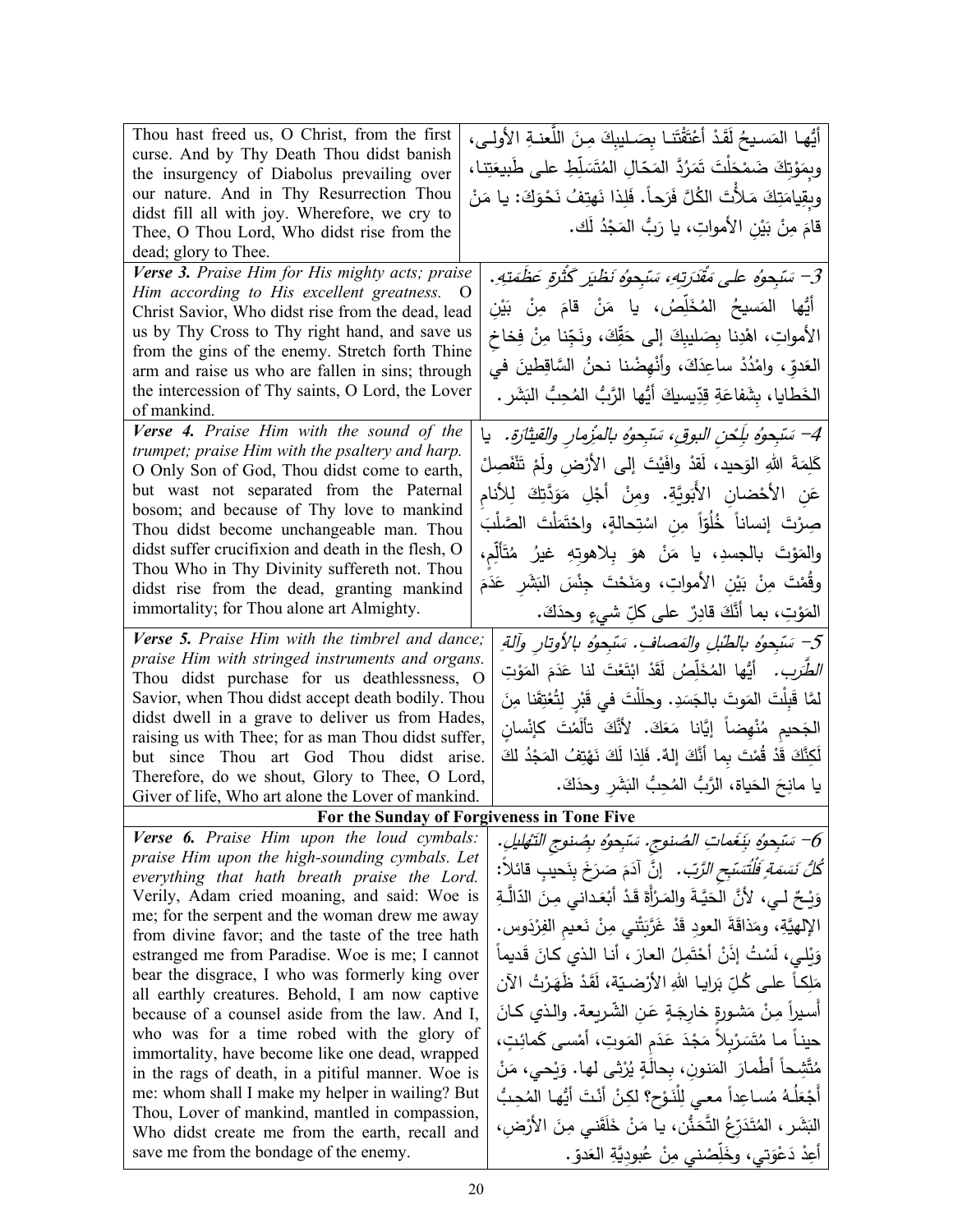| | |
|---|---|
| Thou hast freed us, O Christ, from the first curse. And by Thy Death Thou didst banish the insurgency of Diabolus prevailing over our nature. And in Thy Resurrection Thou didst fill all with joy. Wherefore, we cry to Thee, O Thou Lord, Who didst rise from the dead; glory to Thee. | أيُّها المَسيحُ لَقَدْ أعْتَقْتَنا بِصَليبِكَ مِنَ اللَّعنةِ الأولى، وبِمَوْتِكَ ضَمْحَلْتَ تَمَرُّدَ المَحّالِ المُتَسَلِّطِ على طَبيعَتِنا، وبِقِيامَتِكَ مَلأْتَ الكُلَّ فَرَحاً. فَلِذا نَهتِفُ نَحْوَكَ: يا مَنْ قامَ مِنْ بَيْنِ الأمواتِ، يا رَبُّ المَجْدُ لَك. |
| ***Verse 3.*** *Praise Him for His mighty acts; praise Him according to His excellent greatness.* O Christ Savior, Who didst rise from the dead, lead us by Thy Cross to Thy right hand, and save us from the gins of the enemy. Stretch forth Thine arm and raise us who are fallen in sins; through the intercession of Thy saints, O Lord, the Lover of mankind. | *3- سَبِّحوهُ على مَقْدَرَتِهِ، سَبِّحوهُ نَظيرَ كَثْرَةِ عَظَمَتِهِ.* أيُّها المَسيحُ المُخَلِّصُ، يا مَنْ قامَ مِنْ بَيْنِ الأمواتِ، اهْدِنا بِصَليبِكَ إلى حَقِّكَ، ونَجِّنا مِنْ فِخاخِ العَدوِّ، وامْدُدْ ساعِدَكَ، وأنْهِضْنا نحنُ السَّاقِطينَ في الخَطايا، بِشَفاعَةِ قِدّيسيكَ أيُّها الرَّبُّ المُحِبُّ البَشَر. |
| ***Verse 4.*** *Praise Him with the sound of the trumpet; praise Him with the psaltery and harp.* O Only Son of God, Thou didst come to earth, but wast not separated from the Paternal bosom; and because of Thy love to mankind Thou didst become unchangeable man. Thou didst suffer crucifixion and death in the flesh, O Thou Who in Thy Divinity suffereth not. Thou didst rise from the dead, granting mankind immortality; for Thou alone art Almighty. | *4- سَبِّحوهُ بِلَحْنِ البوقِ، سَبِّحوهُ بالمِزْمارِ والقيثارَةِ.* يا كَلِمَةَ اللهِ الوَحيد، لَقَدْ وافَيْتَ إلى الأرْضِ ولَمْ تَنْفَصِلْ عَنِ الأحْضانِ الأبَوِيَّةِ. ومِنْ أجْلِ مَوَدَّتِكَ لِلأنامِ صِرْتَ إنساناً خُلُوّاً مِن اسْتِحالةٍ، واحْتَمَلْتَ الصَّلْبَ والمَوْتَ بالجسدِ، يا مَنْ هوَ بِلاهوتِهِ غيرُ مُتَألِّمٍ، وقُمْتَ مِنْ بَيْنِ الأمواتِ، ومَنَحْتَ جِنْسَ البَشَرِ عَدَمَ المَوْتِ، بما أنَّكَ قادِرٌ على كلِّ شيءٍ وحدَكَ. |
| ***Verse 5.*** *Praise Him with the timbrel and dance; praise Him with stringed instruments and organs.* Thou didst purchase for us deathlessness, O Savior, when Thou didst accept death bodily. Thou didst dwell in a grave to deliver us from Hades, raising us with Thee; for as man Thou didst suffer, but since Thou art God Thou didst arise. Therefore, do we shout, Glory to Thee, O Lord, Giver of life, Who art alone the Lover of mankind. | *5- سَبِّحوهُ بالطُّبْلِ والمَصافِ. سَبِّحوهُ بالأوتارِ وآلةِ الطَّرَبِ.* أيُّها المُخَلِّصُ لَقَدْ ابْتَعْتَ لنا عَدَمَ المَوْتِ لمَّا قَبِلْتَ المَوتَ بالجَسَدِ. وحلَلْتَ في قَبْرٍ لِتُعْتِقَنا مِنَ الجَحيمِ مُنْهِضاً إيّانا مَعَكَ. لأنَّكَ تألَّمْتَ كإنْسانٍ لَكِنَّكَ قَدْ قُمْتَ بِما أنَّكَ إلهٌ. فَلِذا لَكَ نَهْتِفُ المَجْدُ لكَ يا مانِحَ الحَياة، الرَّبُّ المُحِبُّ البَشَرِ وحدَكَ. |
| **For the Sunday of Forgiveness in Tone Five** | |
| ***Verse 6.*** *Praise Him upon the loud cymbals: praise Him upon the high-sounding cymbals. Let everything that hath breath praise the Lord.* Verily, Adam cried moaning, and said: Woe is me; for the serpent and the woman drew me away from divine favor; and the taste of the tree hath estranged me from Paradise. Woe is me; I cannot bear the disgrace, I who was formerly king over all earthly creatures. Behold, I am now captive because of a counsel aside from the law. And I, who was for a time robed with the glory of immortality, have become like one dead, wrapped in the rags of death, in a pitiful manner. Woe is me: whom shall I make my helper in wailing? But Thou, Lover of mankind, mantled in compassion, Who didst create me from the earth, recall and save me from the bondage of the enemy. | *6- سَبِّحوهُ بِنَغَماتِ الصُنوجِ. سَبِّحوهُ بِصُنوجِ التَّهليلِ. كُلُّ نَسَمَةٍ فَلْتُسَبِّحِ الرَّبّ.* إنَّ آدَمَ صَرَخَ بِنَحيبٍ قائلاً: وَيْحٌ لي، لأنَّ الحَيَّةَ والمَرْأةَ قَدْ أبْعَداني مِنَ الدَّالَّةِ الإلهِيَّةِ، ومَذاقَةَ العودِ قَدْ غَرَّبَتْني مِنْ نَعيمِ الفِرْدَوس. وَيْلي، لَسْتُ إذَنْ أحْتَمِلُ العارَ، أنا الذي كانَ قَديماً مَلِكاً على كُلِّ بَرايا اللهِ الأرْضيَّةِ، لَقَدْ ظَهَرْتُ الآن أسيراً مِنْ مَشورةٍ خارِجَةٍ عَنِ الشَّريعة. والذي كانَ حيناً ما مُتَسَرْبِلاً مَجْدَ عَدَمِ المَوتِ، أمْسى كَمائِتٍ، مُتَّشِحاً أطْمارَ المَنونِ، بِحالَةٍ يُرْثى لها. وَيْحي، مَنْ أجْعَلُهُ مُساعِداً معي لِلْنَوْحِ؟ لكِنْ أنْتَ أيُّها المُحِبُّ البَشَر، المُتَدَرِّعُ التَّحَنُّن، يا مَنْ خَلَقَني مِنَ الأرْضِ، أعِدْ دَعْوَتي، وخَلِّصْني مِنْ عُبودِيَّةِ العَدوّ. |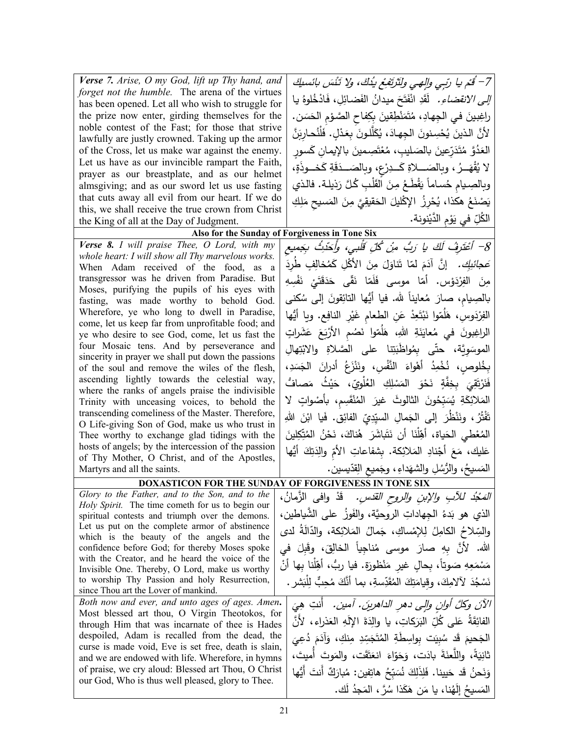| | |
|---|---|
| ***Verse 7.*** *Arise, O my God, lift up Thy hand, and forget not the humble.* The arena of the virtues has been opened. Let all who wish to struggle for the prize now enter, girding themselves for the noble contest of the Fast; for those that strive lawfully are justly crowned. Taking up the armor of the Cross, let us make war against the enemy. Let us have as our invincible rampart the Faith, prayer as our breastplate, and as our helmet almsgiving; and as our sword let us use fasting that cuts away all evil from our heart. If we do this, we shall receive the true crown from Christ the King of all at the Day of Judgment. | *7– قُمْ يا رَبّي وإلهي ولتَرتَفِعْ يدُكَ، ولا تَنْسَ بائسيكَ إلى الانقضاء.* لَقَدِ انْفَتَحَ ميدانُ الفَضائلِ، فَادْخُلوهُ يا راغِبينَ في الجِهادِ، مُتَمَنْطِقينَ بِكِفاحِ الصَّوْمِ الحَسَن. لأنَّ الذينَ يُحْسِنونَ الجِهادَ، يُكَلَّلونَ بِعَدْلٍ. فَلْنُحارِبَنَّ العَدُوَّ مُتَدَرِّعينَ بالصَليبِ، مُعْتَصِمينَ بالإيمانِ كَسورٍ لا يُقْهَرُ، وبالصَلاةِ كَدِرْعٍ، وبالصَدَقَةِ كَخوذَةٍ، وبالصِيامِ حُساماً يَقْطَعُ مِنَ القَلْبِ كُلَّ رَذيلة. فالذي يَصْنَعُ هكذا، يُحْرِزُ الإكْليلَ الحَقيقيَّ مِنَ المَسيحِ مَلِكِ الكُلِّ في يَوْمِ الدَّيْنونة. |

**Also for the Sunday of Forgiveness in Tone Six**

| | |
|---|---|
| ***Verse 8.*** *I will praise Thee, O Lord, with my whole heart: I will show all Thy marvelous works.* When Adam received of the food, as a transgressor was he driven from Paradise. But Moses, purifying the pupils of his eyes with fasting, was made worthy to behold God. Wherefore, ye who long to dwell in Paradise, come, let us keep far from unprofitable food; and ye who desire to see God, come, let us fast the four Mosaic tens. And by perseverance and sincerity in prayer we shall put down the passions of the soul and remove the wiles of the flesh, ascending lightly towards the celestial way, where the ranks of angels praise the indivisible Trinity with unceasing voices, to behold the transcending comeliness of the Master. Therefore, O Life-giving Son of God, make us who trust in Thee worthy to exchange glad tidings with the hosts of angels; by the intercession of the passion of Thy Mother, O Christ, and of the Apostles, Martyrs and all the saints. | *8– أعْتَرِفُ لَكَ يا رَبُّ مِنْ كُلِّ قَلْبي، وأُحَدِّثُ بِجَميعِ عَجائبِكَ.* إنَّ آدَمَ لمّا تَناوَلَ مِنَ الأكْلِ كَمُخالِفٍ طُرِدَ مِنَ الفِرْدَوْس. أمّا موسى فَلَمّا نَقّى حَدَقَتَيْ نَفْسِهِ بالصِيامِ، صارَ مُعايناً لله. فيا أيُّها التائِقونَ إلى سُكنى الفِرْدَوسِ، هَلُمّوا نَبْتَعِدْ عَنِ الطعامِ غَيْرِ النافِع. ويا أيُّها الراغِبونَ في مُعايَنَةِ اللهِ، هَلُمّوا نَصُمِ الأرْبَعَ عَشَراتٍ الموسَوِيَّة، حتّى بِمُواظَبَتِنا على الصَّلاةِ والابْتِهالِ بِخُلوصٍ، نُخْمِدُ أهْواءَ النَّفْسِ، ونَنْزَعُ أدرانَ الجَسَدِ، فَنَرْتَقِيَ بِخِفَّةٍ نَحْوَ المَسْلِكِ العُلْوِيّ، حَيْثُ مَصافُّ المَلائِكَةِ يُسَبِّحونَ الثالوثَ غيرَ المُنْقَسِمِ، بأصْواتٍ لا تَفْتُرُ، ونَنْظُرَ إلى الجَمالِ السيِّدِيِّ الفائِق. فَيا ابْنَ اللهِ المُعْطي الحَياة، أهِّلْنا أن نَتَباشَرَ هُناكَ، نَحْنُ المُتَّكِلينَ عَليك، مَعَ أجْنادِ المَلائِكة. بِشفاعاتِ الأمِّ والِدَتِكَ أيُّها المَسيحُ، والرُّسُلِ والشهَداءِ، وجَميعِ القِدّيسين. |

**DOXASTICON FOR THE SUNDAY OF FORGIVENESS IN TONE SIX**

| | |
|---|---|
| *Glory to the Father, and to the Son, and to the Holy Spirit.* The time cometh for us to begin our spiritual contests and triumph over the demons. Let us put on the complete armor of abstinence which is the beauty of the angels and the confidence before God; for thereby Moses spoke with the Creator, and he heard the voice of the Invisible One. Thereby, O Lord, make us worthy to worship Thy Passion and holy Resurrection, since Thou art the Lover of mankind. | *المَجْدُ للآبِ والإبنِ والروحِ القدس.* قَدْ وافى الزَّمانُ، الذي هو بَدءُ الجِهاداتِ الروحيَّة، والفَوزُ على الشَّياطين، والسِّلاحُ الكامِلُ لِلإمْساكِ، جَمالُ المَلائِكة، والدّالَةُ لدى الله. لأنَّ بِهِ صارَ موسى مُناجِياً الخالِقَ، وقَبِلَ في مَسْمَعِهِ صَوتاً، بِحالٍ غيرِ مَنْظورَة. فيا ربُّ، أهِّلْنا بِها أنْ نَسْجُدَ لآلامِكَ، وقِيامَتِكَ المُقَدَّسةِ، بما أنَّكَ مُحِبٌّ لِلْبَشَر. |
| *Both now and ever, and unto ages of ages. Amen.* Most blessed art thou, O Virgin Theotokos, for through Him that was incarnate of thee is Hades despoiled, Adam is recalled from the dead, the curse is made void, Eve is set free, death is slain, and we are endowed with life. Wherefore, in hymns of praise, we cry aloud: Blessed art Thou, O Christ our God, Who is thus well pleased, glory to Thee. | *الآنَ وكلَّ أوانٍ وإلى دهرِ الداهرينَ. آمين.* أنتِ هيَ الفائِقَةُ عَلى كُلِّ البَرَكاتِ، يا والِدَةَ الإلَهِ العَذراء، لأنَّ الجَحيمَ قَد سُبِيَت بِواسِطَةِ المُتَجَسِّدِ مِنكِ، وَآدَمَ دُعِيَ ثانِيَةً، واللَّعنَةَ بادَت، وَحَوّاءَ انعَتَقَت، والمَوتَ أُميتَ، وَنَحنُ قَد حَيينا. فَلِذَلِكَ نُسَبِّحُ هاتِفين: مُبارَكٌ أَنتَ أَيُّها المَسيحُ إِلَهُنا، يا مَن هَكَذا سُرَّ، المَجدُ لَك. |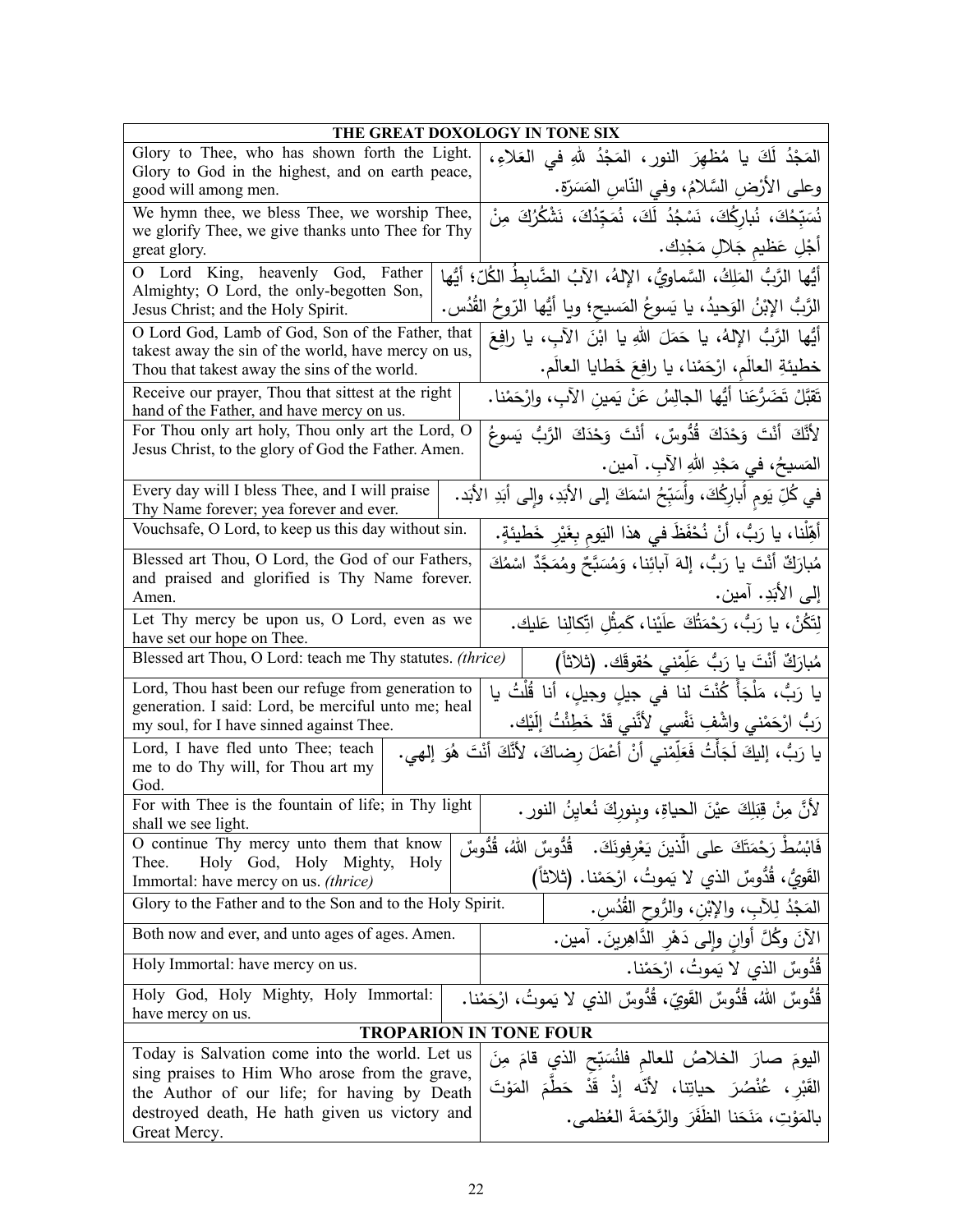| THE GREAT DOXOLOGY IN TONE SIX | |
|---|---|
| Glory to Thee, who has shown forth the Light. Glory to God in the highest, and on earth peace, good will among men. | المَجْدُ لَكَ يا مُظهِرَ النور، المَجْدُ للهِ في العَلاءِ، وعلى الأرْضِ السَّلامُ، وفي النّاسِ المَسَرّة. |
| We hymn thee, we bless Thee, we worship Thee, we glorify Thee, we give thanks unto Thee for Thy great glory. | نُسَبّحُكَ، نُباركُكَ، نَسْجُدُ لَكَ، نُمَجّدُكَ، نَشْكُرُكَ مِنْ أجْلِ عَظيمِ جَلالِ مَجْدِك. |
| O Lord King, heavenly God, Father Almighty; O Lord, the only-begotten Son, Jesus Christ; and the Holy Spirit. | أيُّها الرَّبُّ المَلِكُ، السَّماويُّ، الإلهُ، الآبُ الضَّابِطُ الكُلّ؛ أيُّها الرَّبُّ الإبْنُ الوَحيدُ، يا يَسوعُ المَسيح؛ ويا أيُّها الرّوحُ القُدُس. |
| O Lord God, Lamb of God, Son of the Father, that takest away the sin of the world, have mercy on us, Thou that takest away the sins of the world. | أيُّها الرَّبُّ الإلهُ، يا حَمَلَ اللهِ يا ابْنَ الآبِ، يا رافِعَ خطيئةِ العالَمِ، ارْحَمْنا، يا رافِعَ خَطايا العالَم. |
| Receive our prayer, Thou that sittest at the right hand of the Father, and have mercy on us. | تَقَبَّلْ تَضَرُّعَنا أيُّها الجالِسُ عَنْ يَمينِ الآبِ، وارْحَمْنا. |
| For Thou only art holy, Thou only art the Lord, O Jesus Christ, to the glory of God the Father. Amen. | لأنَّكَ أنْتَ وَحْدَكَ قُدُّوسٌ، أنْتَ وَحْدَكَ الرَّبُّ يَسوعُ المَسيحُ، في مَجْدِ اللهِ الآبِ. آمين. |
| Every day will I bless Thee, and I will praise Thy Name forever; yea forever and ever. | في كُلِّ يَومٍ أُباركُكَ، وأُسَبّحُ اسْمَكَ إلى الأبَدِ، وإلى أبَدِ الأبَد. |
| Vouchsafe, O Lord, to keep us this day without sin. | أهِّلْنا، يا رَبُّ، أنْ نُحْفَظَ في هذا اليَومِ بِغَيْرِ خَطيئةٍ. |
| Blessed art Thou, O Lord, the God of our Fathers, and praised and glorified is Thy Name forever. Amen. | مُبارَكٌ أنْتَ يا رَبُّ، إلهَ آبائِنا، وَمُسَبَّحٌ ومُمَجَّدٌ اسْمُكَ إلى الأبَدِ. آمين. |
| Let Thy mercy be upon us, O Lord, even as we have set our hope on Thee. | لِتَكُنْ، يا رَبُّ، رَحْمَتُكَ علَيْنا، كَمِثْلِ اتّكالِنا عَليك. |
| Blessed art Thou, O Lord: teach me Thy statutes. *(thrice)* | مُبارَكٌ أنْتَ يا رَبُّ عَلِّمْني حُقوقَك. (ثلاثاً) |
| Lord, Thou hast been our refuge from generation to generation. I said: Lord, be merciful unto me; heal my soul, for I have sinned against Thee. | يا رَبُّ، مَلْجَأً كُنْتَ لنا في جيلٍ وجيلٍ، أنا قُلْتُ يا رَبُّ ارْحَمْني واشْفِ نَفْسي لأنَّني قَدْ خَطِئْتُ إلَيْك. |
| Lord, I have fled unto Thee; teach me to do Thy will, for Thou art my God. | يا رَبُّ، إليكَ لَجَأْتُ فَعَلِّمْني أنْ أعْمَلَ رِضاكَ، لأنَّكَ أنْتَ هُوَ إلهي. |
| For with Thee is the fountain of life; in Thy light shall we see light. | لأنَّ مِنْ قِبَلِكَ عيْنَ الحياةِ، وبنورِكَ نُعاينُ النور. |
| O continue Thy mercy unto them that know Thee. Holy God, Holy Mighty, Holy Immortal: have mercy on us. *(thrice)* | فَابْسُطْ رَحْمَتَكَ على الَّذينَ يَعْرِفونَكَ. قُدُّوسٌ اللهُ، قُدُّوسٌ القَوِيُّ، قُدُّوسٌ الذي لا يَموتُ، ارْحَمْنا. (ثلاثاً) |
| Glory to the Father and to the Son and to the Holy Spirit. | المَجْدُ لِلآبِ، والإبْنِ، والرُّوحِ القُدُسِ. |
| Both now and ever, and unto ages of ages. Amen. | الآنَ وكُلَّ أوانٍ وإلى دَهْرِ الدَّاهِرينَ. آمين. |
| Holy Immortal: have mercy on us. | قُدُّوسٌ الذي لا يَموتُ، ارْحَمْنا. |
| Holy God, Holy Mighty, Holy Immortal: have mercy on us. | قُدُّوسٌ اللهُ، قُدُّوسٌ القَوِيّ، قُدُّوسٌ الذي لا يَموتُ، ارْحَمْنا. |
| **TROPARION IN TONE FOUR** | |
| Today is Salvation come into the world. Let us sing praises to Him Who arose from the grave, the Author of our life; for having by Death destroyed death, He hath given us victory and Great Mercy. | اليومَ صارَ الخلاصُ للعالمِ فلنُسَبّحِ الذي قامَ مِنَ القَبْرِ، عُنْصُرَ حياتِنا، لأنّه إذْ قَدْ حَطَّمَ المَوْتَ بالمَوْتِ، مَنَحَنا الظَفَرَ والرَّحْمَةَ العُظمى. |